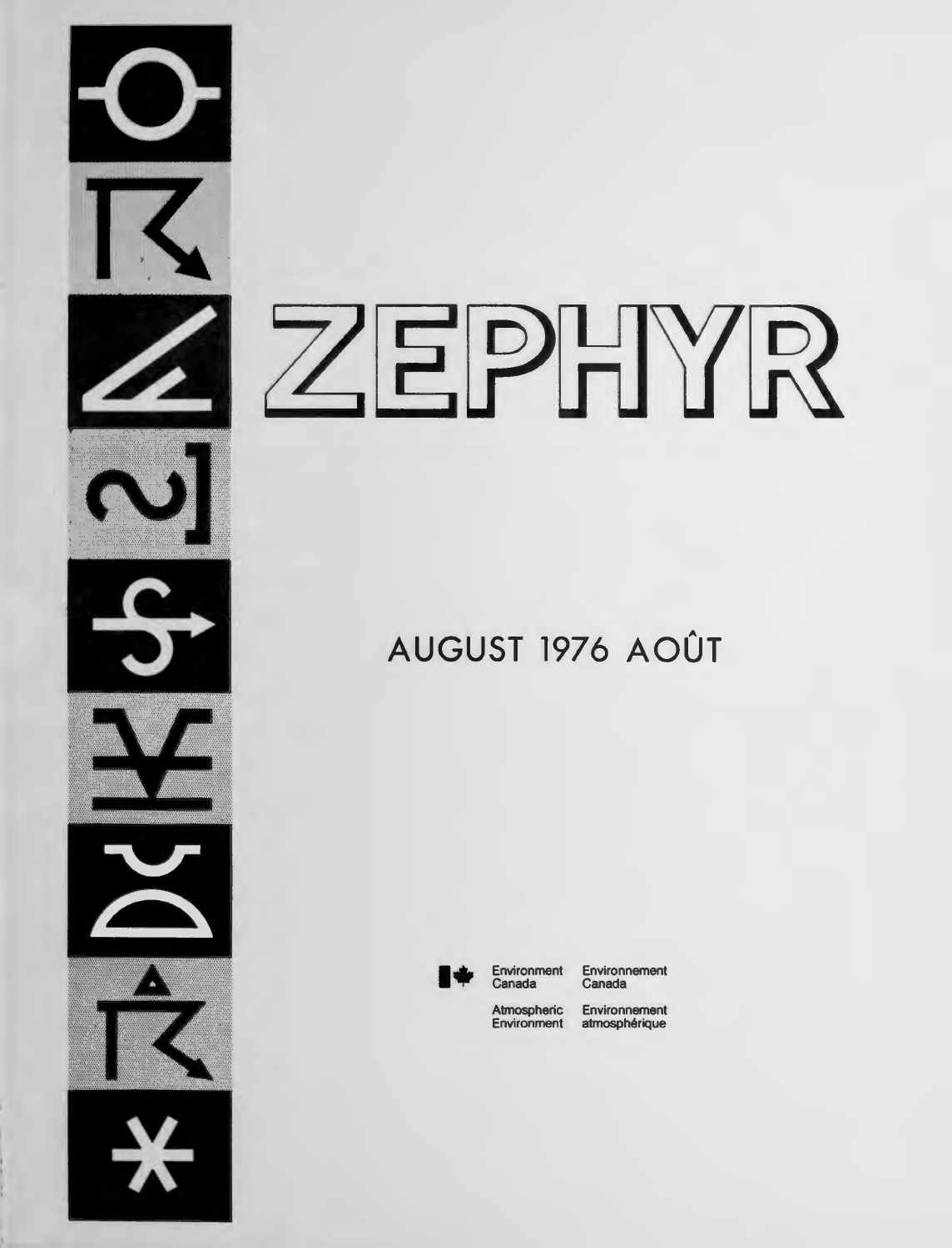# ZEPHYR

AUGUST 1976 AOÛT

Environment Canada Environnement Canada

Atmospheric Environment Environnement atmosphérique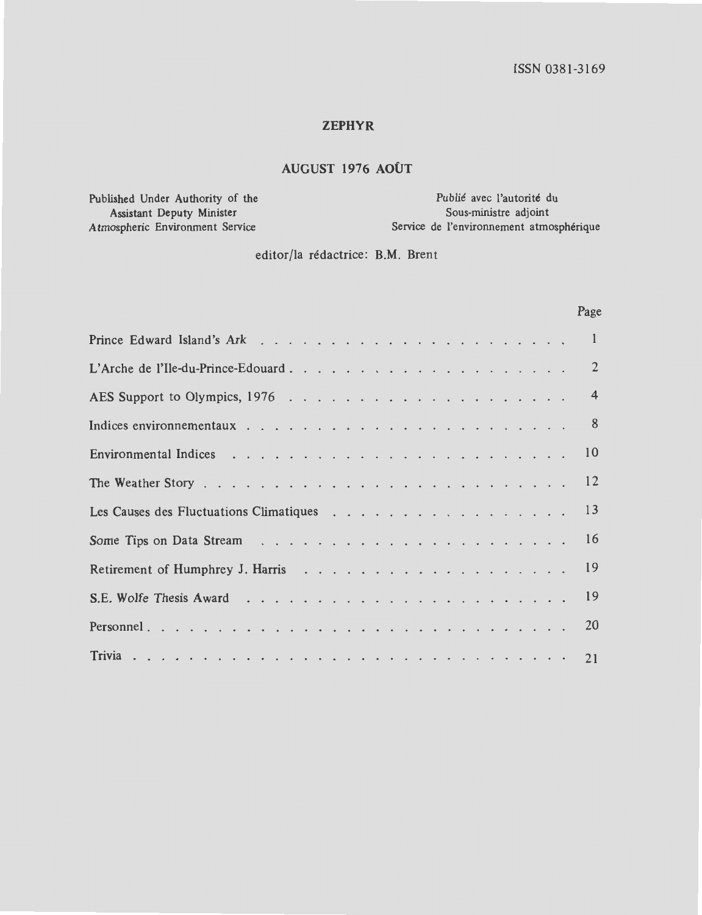ISSN 0381-3169

# ZEPHYR

## AUGUST 1976 AOÛT

Published Under Authority of the
Assistant Deputy Minister
Atmospheric Environment Service

Publié avec l'autorité du
Sous-ministre adjoint
Service de l'environnement atmosphérique

editor/la rédactrice: B.M. Brent

| | Page |
|---|---|
| Prince Edward Island's Ark | 1 |
| L'Arche de l'Ile-du-Prince-Edouard | 2 |
| AES Support to Olympics, 1976 | 4 |
| Indices environnementaux | 8 |
| Environmental Indices | 10 |
| The Weather Story | 12 |
| Les Causes des Fluctuations Climatiques | 13 |
| Some Tips on Data Stream | 16 |
| Retirement of Humphrey J. Harris | 19 |
| S.E. Wolfe Thesis Award | 19 |
| Personnel | 20 |
| Trivia | 21 |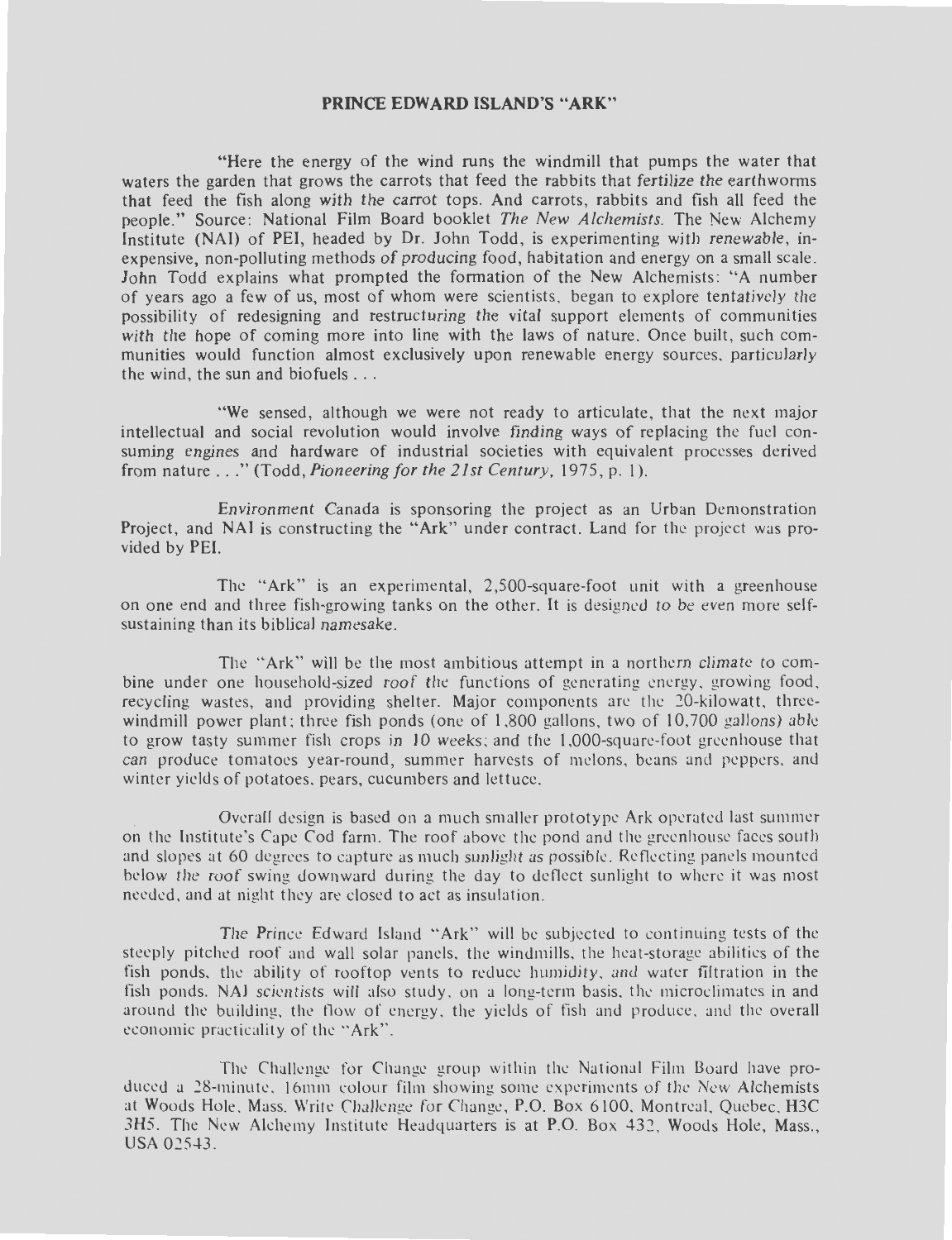## PRINCE EDWARD ISLAND'S "ARK"

"Here the energy of the wind runs the windmill that pumps the water that waters the garden that grows the carrots that feed the rabbits that fertilize the earthworms that feed the fish along with the carrot tops. And carrots, rabbits and fish all feed the people." Source: National Film Board booklet *The New Alchemists*. The New Alchemy Institute (NAI) of PEI, headed by Dr. John Todd, is experimenting with renewable, inexpensive, non-polluting methods of producing food, habitation and energy on a small scale. John Todd explains what prompted the formation of the New Alchemists: "A number of years ago a few of us, most of whom were scientists, began to explore tentatively the possibility of redesigning and restructuring the vital support elements of communities with the hope of coming more into line with the laws of nature. Once built, such communities would function almost exclusively upon renewable energy sources, particularly the wind, the sun and biofuels . . .

"We sensed, although we were not ready to articulate, that the next major intellectual and social revolution would involve finding ways of replacing the fuel consuming engines and hardware of industrial societies with equivalent processes derived from nature . . ." (Todd, *Pioneering for the 21st Century*, 1975, p. 1).

Environment Canada is sponsoring the project as an Urban Demonstration Project, and NAI is constructing the "Ark" under contract. Land for the project was provided by PEI.

The "Ark" is an experimental, 2,500-square-foot unit with a greenhouse on one end and three fish-growing tanks on the other. It is designed to be even more self-sustaining than its biblical namesake.

The "Ark" will be the most ambitious attempt in a northern climate to combine under one household-sized roof the functions of generating energy, growing food, recycling wastes, and providing shelter. Major components are the 20-kilowatt, three-windmill power plant; three fish ponds (one of 1,800 gallons, two of 10,700 gallons) able to grow tasty summer fish crops in 10 weeks; and the 1,000-square-foot greenhouse that can produce tomatoes year-round, summer harvests of melons, beans and peppers, and winter yields of potatoes, pears, cucumbers and lettuce.

Overall design is based on a much smaller prototype Ark operated last summer on the Institute's Cape Cod farm. The roof above the pond and the greenhouse faces south and slopes at 60 degrees to capture as much sunlight as possible. Reflecting panels mounted below the roof swing downward during the day to deflect sunlight to where it was most needed, and at night they are closed to act as insulation.

The Prince Edward Island "Ark" will be subjected to continuing tests of the steeply pitched roof and wall solar panels, the windmills, the heat-storage abilities of the fish ponds, the ability of rooftop vents to reduce humidity, and water filtration in the fish ponds. NAI scientists will also study, on a long-term basis, the microclimates in and around the building, the flow of energy, the yields of fish and produce, and the overall economic practicality of the "Ark".

The Challenge for Change group within the National Film Board have produced a 28-minute, 16mm colour film showing some experiments of the New Alchemists at Woods Hole, Mass. Write Challenge for Change, P.O. Box 6100, Montreal, Quebec, H3C 3H5. The New Alchemy Institute Headquarters is at P.O. Box 432, Woods Hole, Mass., USA 02543.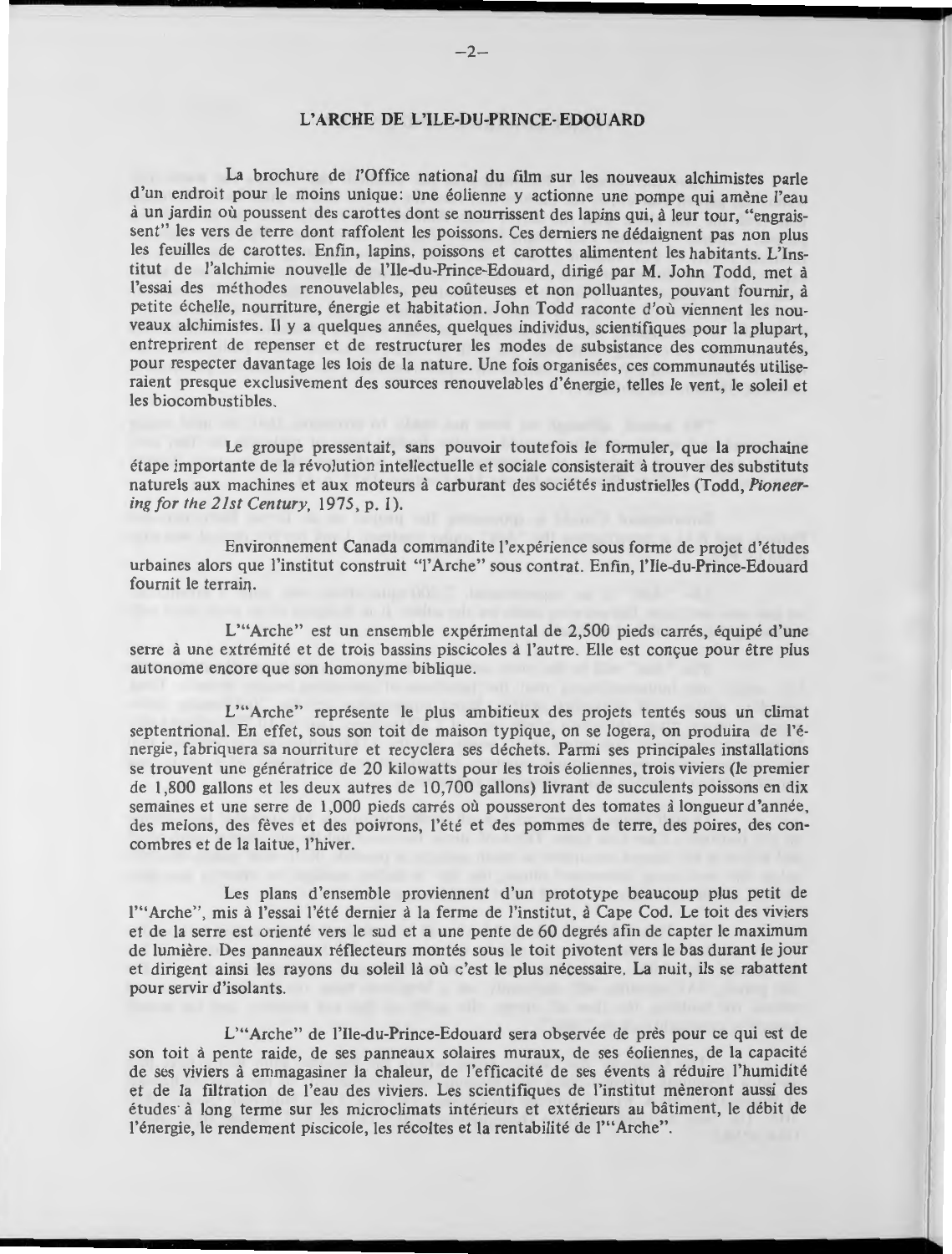## L'ARCHE DE L'ILE-DU-PRINCE-EDOUARD

La brochure de l'Office national du film sur les nouveaux alchimistes parle d'un endroit pour le moins unique: une éolienne y actionne une pompe qui amène l'eau à un jardin où poussent des carottes dont se nourrissent des lapins qui, à leur tour, "engraissent" les vers de terre dont raffolent les poissons. Ces derniers ne dédaignent pas non plus les feuilles de carottes. Enfin, lapins, poissons et carottes alimentent les habitants. L'Institut de l'alchimie nouvelle de l'Ile-du-Prince-Edouard, dirigé par M. John Todd, met à l'essai des méthodes renouvelables, peu coûteuses et non polluantes, pouvant fournir, à petite échelle, nourriture, énergie et habitation. John Todd raconte d'où viennent les nouveaux alchimistes. Il y a quelques années, quelques individus, scientifiques pour la plupart, entreprirent de repenser et de restructurer les modes de subsistance des communautés, pour respecter davantage les lois de la nature. Une fois organisées, ces communautés utiliseraient presque exclusivement des sources renouvelables d'énergie, telles le vent, le soleil et les biocombustibles.

Le groupe pressentait, sans pouvoir toutefois le formuler, que la prochaine étape importante de la révolution intellectuelle et sociale consisterait à trouver des substituts naturels aux machines et aux moteurs à carburant des sociétés industrielles (Todd, *Pioneering for the 21st Century*, 1975, p. 1).

Environnement Canada commandite l'expérience sous forme de projet d'études urbaines alors que l'institut construit "l'Arche" sous contrat. Enfin, l'Ile-du-Prince-Edouard fournit le terrain.

L'"Arche" est un ensemble expérimental de 2,500 pieds carrés, équipé d'une serre à une extrémité et de trois bassins piscicoles à l'autre. Elle est conçue pour être plus autonome encore que son homonyme biblique.

L'"Arche" représente le plus ambitieux des projets tentés sous un climat septentrional. En effet, sous son toit de maison typique, on se logera, on produira de l'énergie, fabriquera sa nourriture et recyclera ses déchets. Parmi ses principales installations se trouvent une génératrice de 20 kilowatts pour les trois éoliennes, trois viviers (le premier de 1,800 gallons et les deux autres de 10,700 gallons) livrant de succulents poissons en dix semaines et une serre de 1,000 pieds carrés où pousseront des tomates à longueur d'année, des melons, des fèves et des poivrons, l'été et des pommes de terre, des poires, des concombres et de la laitue, l'hiver.

Les plans d'ensemble proviennent d'un prototype beaucoup plus petit de l'"Arche", mis à l'essai l'été dernier à la ferme de l'institut, à Cape Cod. Le toit des viviers et de la serre est orienté vers le sud et a une pente de 60 degrés afin de capter le maximum de lumière. Des panneaux réflecteurs montés sous le toit pivotent vers le bas durant le jour et dirigent ainsi les rayons du soleil là où c'est le plus nécessaire. La nuit, ils se rabattent pour servir d'isolants.

L'"Arche" de l'Ile-du-Prince-Edouard sera observée de près pour ce qui est de son toit à pente raide, de ses panneaux solaires muraux, de ses éoliennes, de la capacité de ses viviers à emmagasiner la chaleur, de l'efficacité de ses évents à réduire l'humidité et de la filtration de l'eau des viviers. Les scientifiques de l'institut mèneront aussi des études à long terme sur les microclimats intérieurs et extérieurs au bâtiment, le débit de l'énergie, le rendement piscicole, les récoltes et la rentabilité de l'"Arche".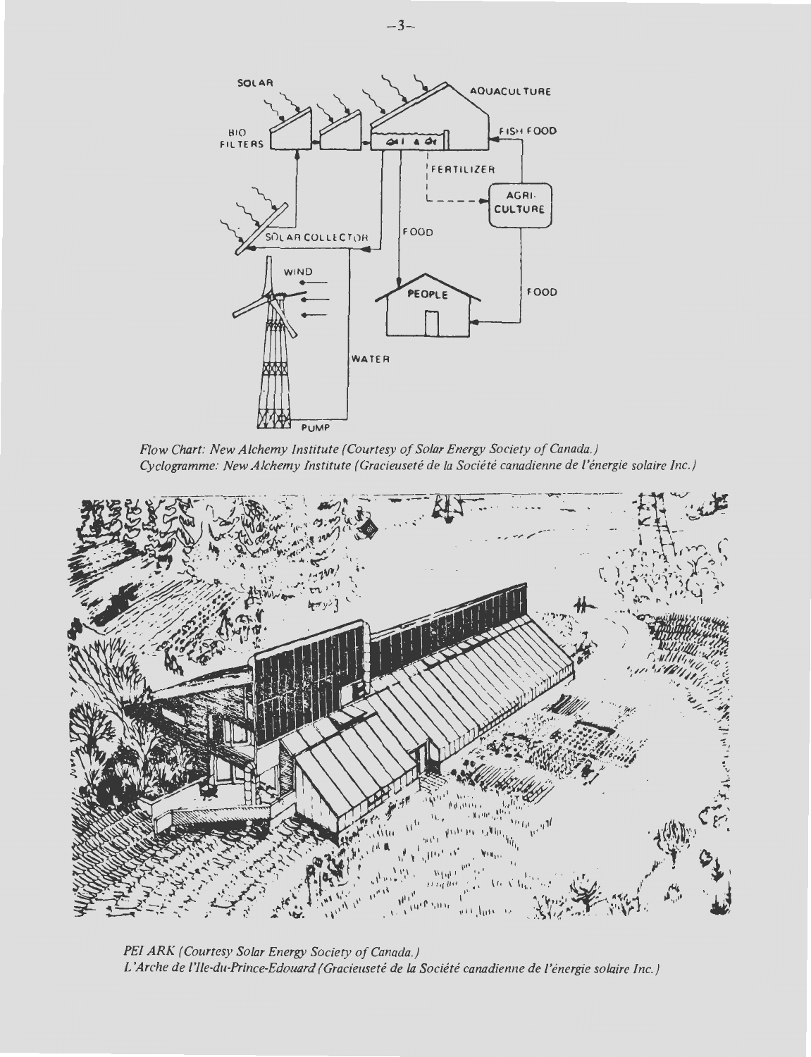SOLAR

AQUACULTURE

BIO FILTERS

FISH FOOD

FERTILIZER

AGRI-CULTURE

SOLAR COLLECTOR

FOOD

WIND

PEOPLE

FOOD

WATER

PUMP

*Flow Chart: New Alchemy Institute (Courtesy of Solar Energy Society of Canada.)*
*Cyclogramme: New Alchemy Institute (Gracieuseté de la Société canadienne de l'énergie solaire Inc.)*

*PEI ARK (Courtesy Solar Energy Society of Canada.)*
*L'Arche de l'Ile-du-Prince-Edouard (Gracieuseté de la Société canadienne de l'énergie solaire Inc.)*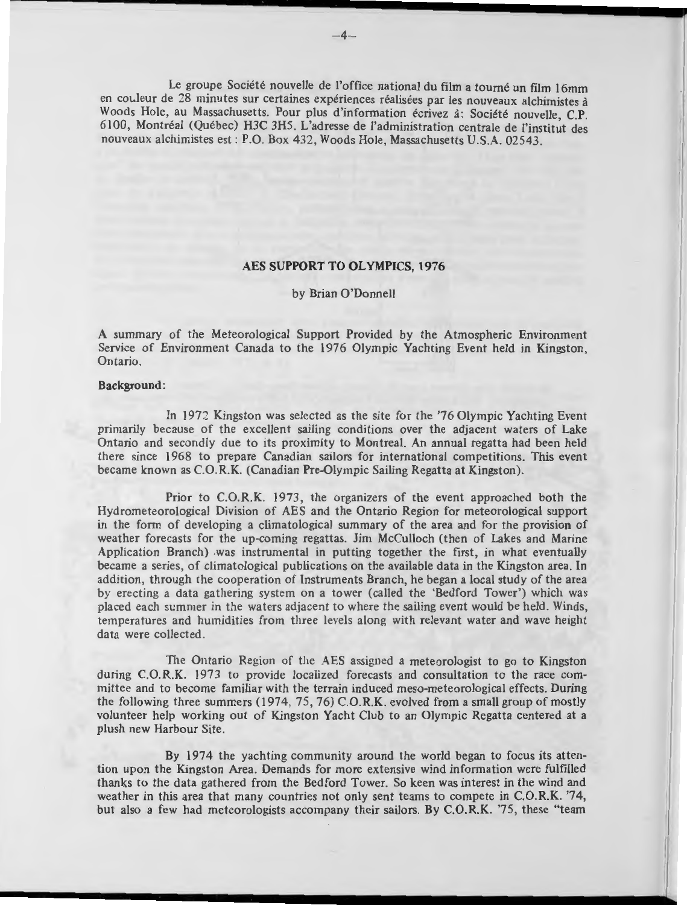Le groupe Société nouvelle de l'office national du film a tourné un film 16mm en couleur de 28 minutes sur certaines expériences réalisées par les nouveaux alchimistes à Woods Hole, au Massachusetts. Pour plus d'information écrivez à: Société nouvelle, C.P. 6100, Montréal (Québec) H3C 3H5. L'adresse de l'administration centrale de l'institut des nouveaux alchimistes est : P.O. Box 432, Woods Hole, Massachusetts U.S.A. 02543.

## AES SUPPORT TO OLYMPICS, 1976

by Brian O'Donnell

A summary of the Meteorological Support Provided by the Atmospheric Environment Service of Environment Canada to the 1976 Olympic Yachting Event held in Kingston, Ontario.

**Background:**

In 1972 Kingston was selected as the site for the '76 Olympic Yachting Event primarily because of the excellent sailing conditions over the adjacent waters of Lake Ontario and secondly due to its proximity to Montreal. An annual regatta had been held there since 1968 to prepare Canadian sailors for international competitions. This event became known as C.O.R.K. (Canadian Pre-Olympic Sailing Regatta at Kingston).

Prior to C.O.R.K. 1973, the organizers of the event approached both the Hydrometeorological Division of AES and the Ontario Region for meteorological support in the form of developing a climatological summary of the area and for the provision of weather forecasts for the up-coming regattas. Jim McCulloch (then of Lakes and Marine Application Branch) was instrumental in putting together the first, in what eventually became a series, of climatological publications on the available data in the Kingston area. In addition, through the cooperation of Instruments Branch, he began a local study of the area by erecting a data gathering system on a tower (called the 'Bedford Tower') which was placed each summer in the waters adjacent to where the sailing event would be held. Winds, temperatures and humidities from three levels along with relevant water and wave height data were collected.

The Ontario Region of the AES assigned a meteorologist to go to Kingston during C.O.R.K. 1973 to provide localized forecasts and consultation to the race committee and to become familiar with the terrain induced meso-meteorological effects. During the following three summers (1974, 75, 76) C.O.R.K. evolved from a small group of mostly volunteer help working out of Kingston Yacht Club to an Olympic Regatta centered at a plush new Harbour Site.

By 1974 the yachting community around the world began to focus its attention upon the Kingston Area. Demands for more extensive wind information were fulfilled thanks to the data gathered from the Bedford Tower. So keen was interest in the wind and weather in this area that many countries not only sent teams to compete in C.O.R.K. '74, but also a few had meteorologists accompany their sailors. By C.O.R.K. '75, these "team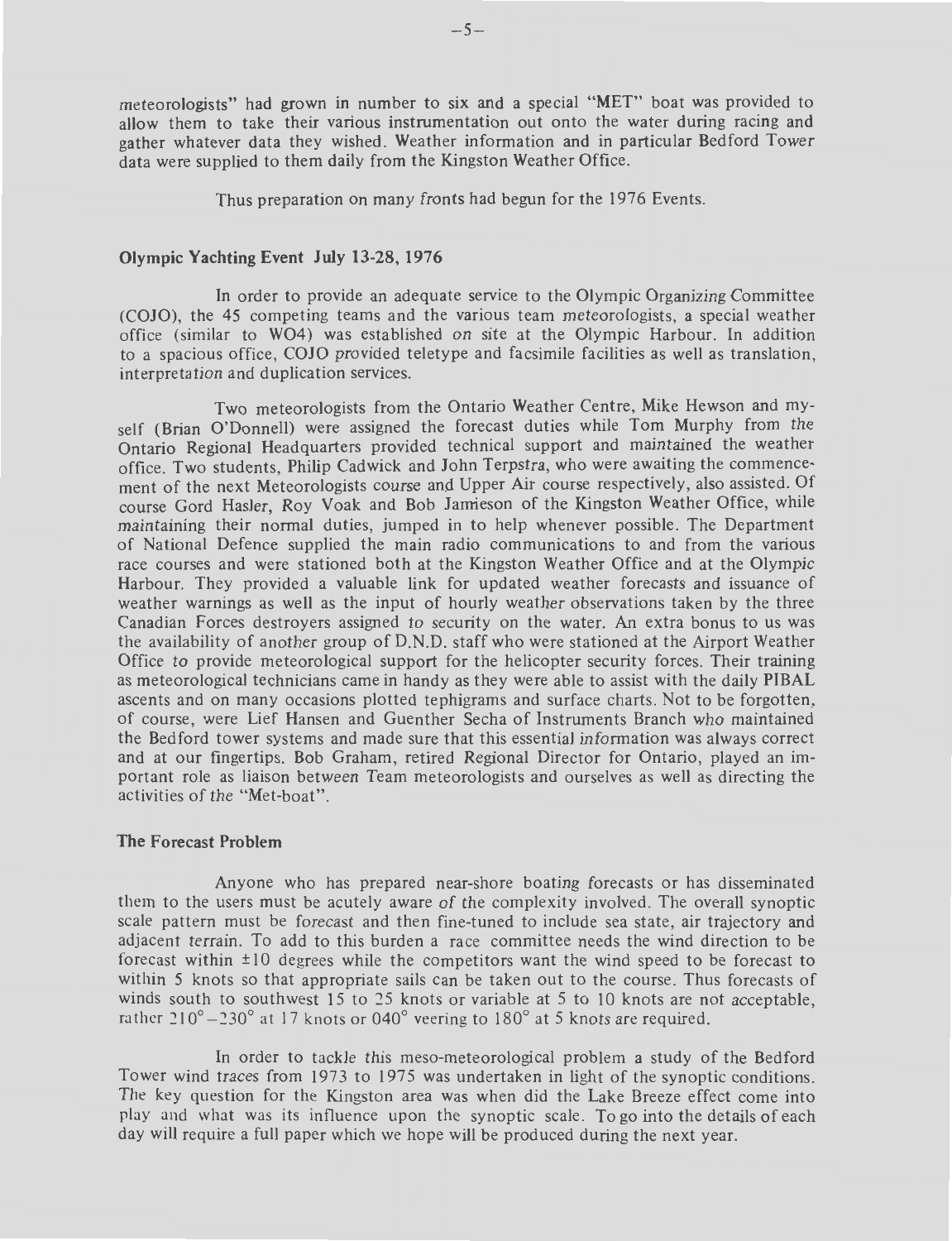meteorologists" had grown in number to six and a special "MET" boat was provided to allow them to take their various instrumentation out onto the water during racing and gather whatever data they wished. Weather information and in particular Bedford Tower data were supplied to them daily from the Kingston Weather Office.

Thus preparation on many fronts had begun for the 1976 Events.

## Olympic Yachting Event July 13-28, 1976

In order to provide an adequate service to the Olympic Organizing Committee (COJO), the 45 competing teams and the various team meteorologists, a special weather office (similar to WO4) was established on site at the Olympic Harbour. In addition to a spacious office, COJO provided teletype and facsimile facilities as well as translation, interpretation and duplication services.

Two meteorologists from the Ontario Weather Centre, Mike Hewson and myself (Brian O'Donnell) were assigned the forecast duties while Tom Murphy from the Ontario Regional Headquarters provided technical support and maintained the weather office. Two students, Philip Cadwick and John Terpstra, who were awaiting the commencement of the next Meteorologists course and Upper Air course respectively, also assisted. Of course Gord Hasler, Roy Voak and Bob Jamieson of the Kingston Weather Office, while maintaining their normal duties, jumped in to help whenever possible. The Department of National Defence supplied the main radio communications to and from the various race courses and were stationed both at the Kingston Weather Office and at the Olympic Harbour. They provided a valuable link for updated weather forecasts and issuance of weather warnings as well as the input of hourly weather observations taken by the three Canadian Forces destroyers assigned to security on the water. An extra bonus to us was the availability of another group of D.N.D. staff who were stationed at the Airport Weather Office to provide meteorological support for the helicopter security forces. Their training as meteorological technicians came in handy as they were able to assist with the daily PIBAL ascents and on many occasions plotted tephigrams and surface charts. Not to be forgotten, of course, were Lief Hansen and Guenther Secha of Instruments Branch who maintained the Bedford tower systems and made sure that this essential information was always correct and at our fingertips. Bob Graham, retired Regional Director for Ontario, played an important role as liaison between Team meteorologists and ourselves as well as directing the activities of the "Met-boat".

## The Forecast Problem

Anyone who has prepared near-shore boating forecasts or has disseminated them to the users must be acutely aware of the complexity involved. The overall synoptic scale pattern must be forecast and then fine-tuned to include sea state, air trajectory and adjacent terrain. To add to this burden a race committee needs the wind direction to be forecast within ±10 degrees while the competitors want the wind speed to be forecast to within 5 knots so that appropriate sails can be taken out to the course. Thus forecasts of winds south to southwest 15 to 25 knots or variable at 5 to 10 knots are not acceptable, rather 210°–230° at 17 knots or 040° veering to 180° at 5 knots are required.

In order to tackle this meso-meteorological problem a study of the Bedford Tower wind traces from 1973 to 1975 was undertaken in light of the synoptic conditions. The key question for the Kingston area was when did the Lake Breeze effect come into play and what was its influence upon the synoptic scale. To go into the details of each day will require a full paper which we hope will be produced during the next year.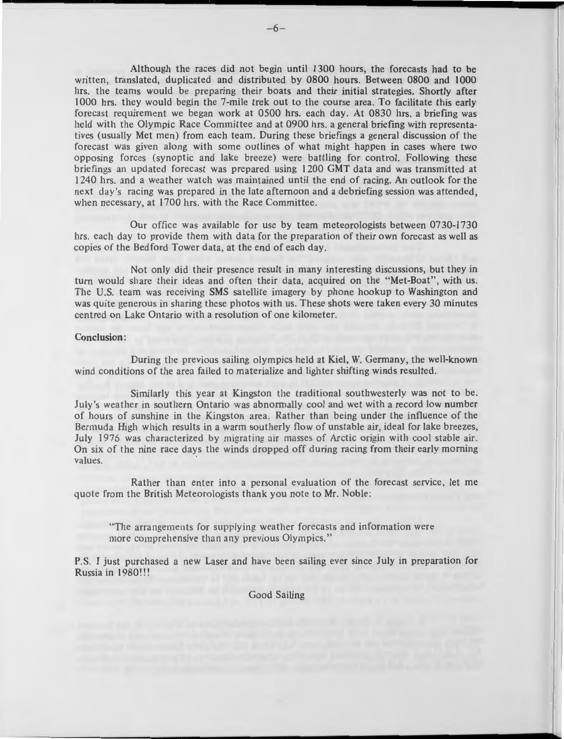Although the races did not begin until 1300 hours, the forecasts had to be written, translated, duplicated and distributed by 0800 hours. Between 0800 and 1000 hrs. the teams would be preparing their boats and their initial strategies. Shortly after 1000 hrs. they would begin the 7-mile trek out to the course area. To facilitate this early forecast requirement we began work at 0500 hrs. each day. At 0830 hrs. a briefing was held with the Olympic Race Committee and at 0900 hrs. a general briefing with representatives (usually Met men) from each team. During these briefings a general discussion of the forecast was given along with some outlines of what might happen in cases where two opposing forces (synoptic and lake breeze) were battling for control. Following these briefings an updated forecast was prepared using 1200 GMT data and was transmitted at 1240 hrs. and a weather watch was maintained until the end of racing. An outlook for the next day's racing was prepared in the late afternoon and a debriefing session was attended, when necessary, at 1700 hrs. with the Race Committee.

Our office was available for use by team meteorologists between 0730-1730 hrs. each day to provide them with data for the preparation of their own forecast as well as copies of the Bedford Tower data, at the end of each day.

Not only did their presence result in many interesting discussions, but they in turn would share their ideas and often their data, acquired on the "Met-Boat", with us. The U.S. team was receiving SMS satellite imagery by phone hookup to Washington and was quite generous in sharing these photos with us. These shots were taken every 30 minutes centred on Lake Ontario with a resolution of one kilometer.

**Conclusion:**

During the previous sailing olympics held at Kiel, W. Germany, the well-known wind conditions of the area failed to materialize and lighter shifting winds resulted.

Similarly this year at Kingston the traditional southwesterly was not to be. July's weather in southern Ontario was abnormally cool and wet with a record low number of hours of sunshine in the Kingston area. Rather than being under the influence of the Bermuda High which results in a warm southerly flow of unstable air, ideal for lake breezes, July 1976 was characterized by migrating air masses of Arctic origin with cool stable air. On six of the nine race days the winds dropped off during racing from their early morning values.

Rather than enter into a personal evaluation of the forecast service, let me quote from the British Meteorologists thank you note to Mr. Noble:

> "The arrangements for supplying weather forecasts and information were more comprehensive than any previous Olympics."

P.S. I just purchased a new Laser and have been sailing ever since July in preparation for Russia in 1980!!!

Good Sailing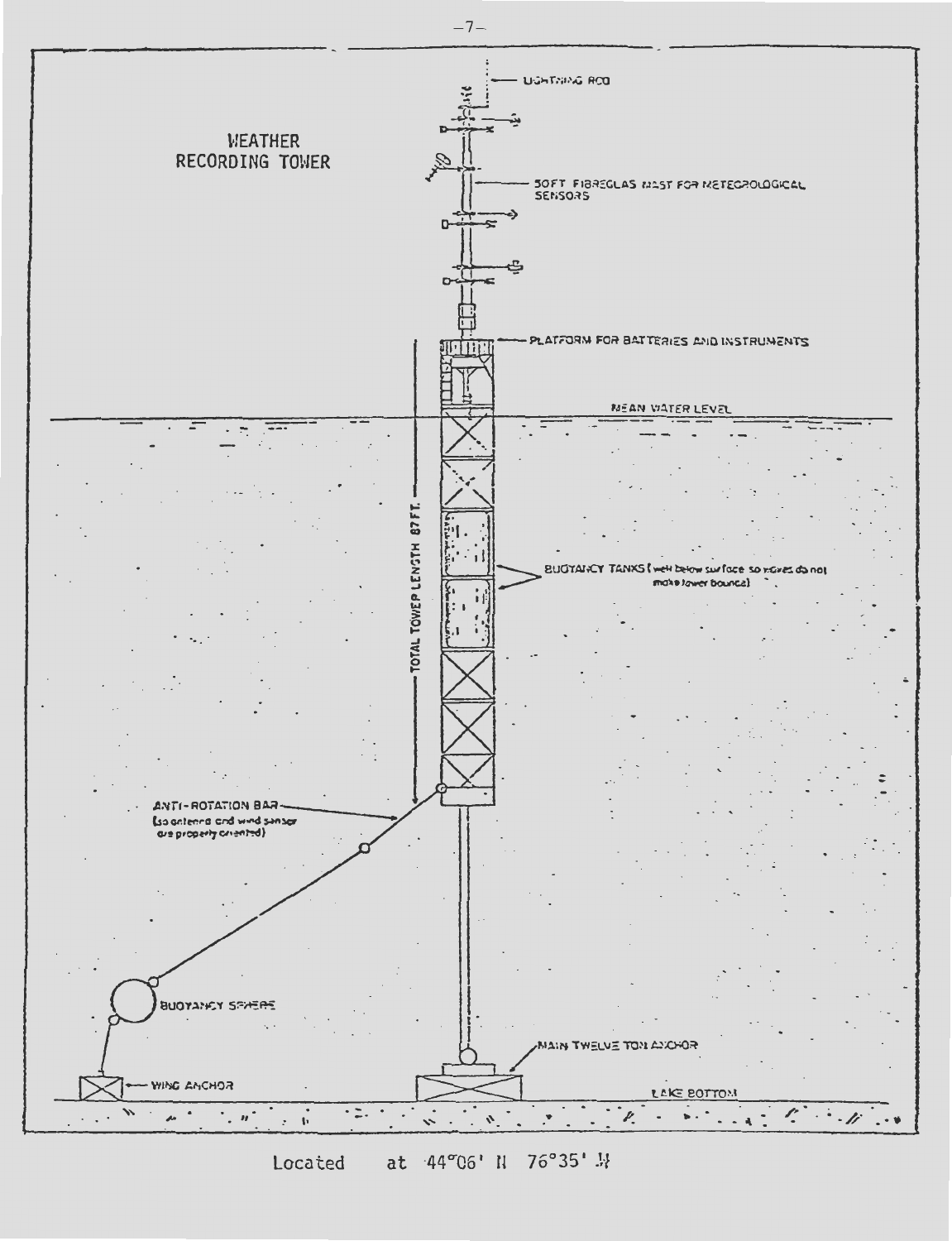WEATHER RECORDING TOWER

LIGHTNING ROD

50FT FIBREGLAS MAST FOR METEOROLOGICAL SENSORS

PLATFORM FOR BATTERIES AND INSTRUMENTS

MEAN WATER LEVEL

TOTAL TOWER LENGTH 87 FT.

BUOYANCY TANKS (well below surface so waves do not make tower bounce)

ANTI-ROTATION BAR (so antenna and wind sensor are properly oriented)

BUOYANCY SPHERE

WING ANCHOR

MAIN TWELVE TON ANCHOR

LAKE BOTTOM

Located at 44°06' N 76°35' W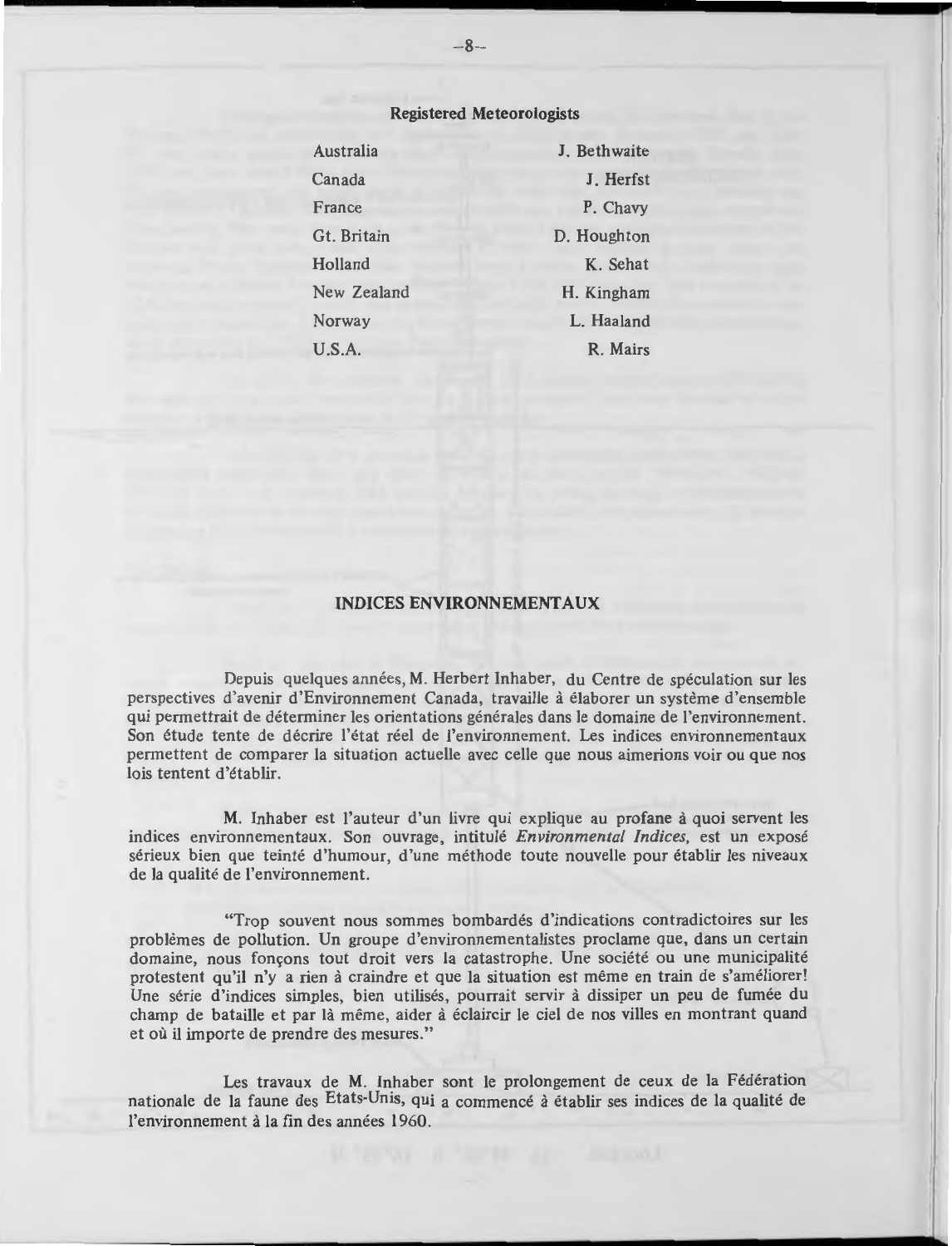**Registered Meteorologists**

| | |
|---|---|
| Australia | J. Bethwaite |
| Canada | J. Herfst |
| France | P. Chavy |
| Gt. Britain | D. Houghton |
| Holland | K. Sehat |
| New Zealand | H. Kingham |
| Norway | L. Haaland |
| U.S.A. | R. Mairs |

## INDICES ENVIRONNEMENTAUX

Depuis quelques années, M. Herbert Inhaber, du Centre de spéculation sur les perspectives d'avenir d'Environnement Canada, travaille à élaborer un système d'ensemble qui permettrait de déterminer les orientations générales dans le domaine de l'environnement. Son étude tente de décrire l'état réel de l'environnement. Les indices environnementaux permettent de comparer la situation actuelle avec celle que nous aimerions voir ou que nos lois tentent d'établir.

M. Inhaber est l'auteur d'un livre qui explique au profane à quoi servent les indices environnementaux. Son ouvrage, intitulé *Environmental Indices*, est un exposé sérieux bien que teinté d'humour, d'une méthode toute nouvelle pour établir les niveaux de la qualité de l'environnement.

"Trop souvent nous sommes bombardés d'indications contradictoires sur les problèmes de pollution. Un groupe d'environnementalistes proclame que, dans un certain domaine, nous fonçons tout droit vers la catastrophe. Une société ou une municipalité protestent qu'il n'y a rien à craindre et que la situation est même en train de s'améliorer! Une série d'indices simples, bien utilisés, pourrait servir à dissiper un peu de fumée du champ de bataille et par là même, aider à éclaircir le ciel de nos villes en montrant quand et où il importe de prendre des mesures."

Les travaux de M. Inhaber sont le prolongement de ceux de la Fédération nationale de la faune des Etats-Unis, qui a commencé à établir ses indices de la qualité de l'environnement à la fin des années 1960.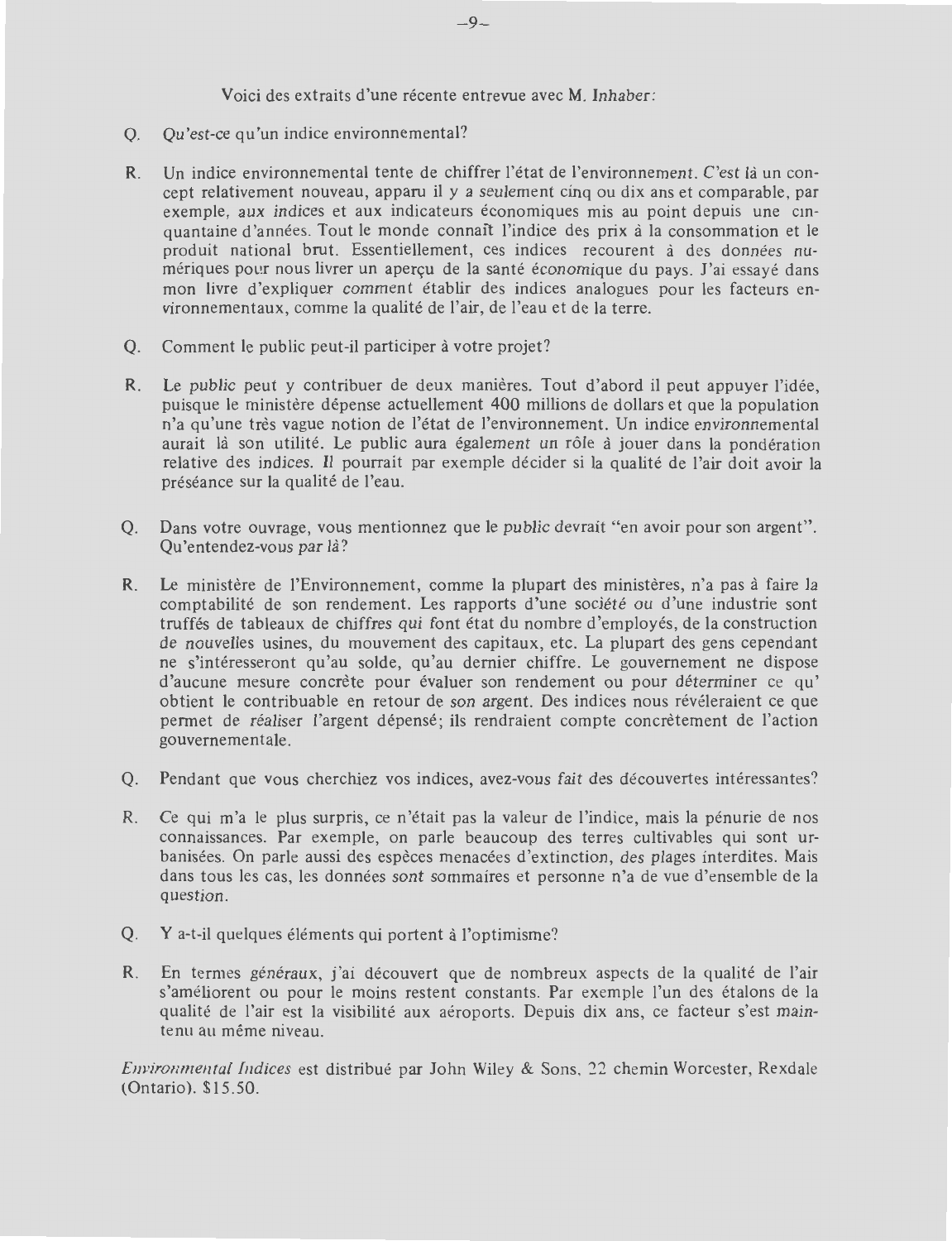Voici des extraits d'une récente entrevue avec M. Inhaber:

Q. Qu'est-ce qu'un indice environnemental?

R. Un indice environnemental tente de chiffrer l'état de l'environnement. C'est là un concept relativement nouveau, apparu il y a seulement cinq ou dix ans et comparable, par exemple, aux indices et aux indicateurs économiques mis au point depuis une cinquantaine d'années. Tout le monde connaît l'indice des prix à la consommation et le produit national brut. Essentiellement, ces indices recourent à des données numériques pour nous livrer un aperçu de la santé économique du pays. J'ai essayé dans mon livre d'expliquer comment établir des indices analogues pour les facteurs environnementaux, comme la qualité de l'air, de l'eau et de la terre.

Q. Comment le public peut-il participer à votre projet?

R. Le public peut y contribuer de deux manières. Tout d'abord il peut appuyer l'idée, puisque le ministère dépense actuellement 400 millions de dollars et que la population n'a qu'une très vague notion de l'état de l'environnement. Un indice environnemental aurait là son utilité. Le public aura également un rôle à jouer dans la pondération relative des indices. Il pourrait par exemple décider si la qualité de l'air doit avoir la préséance sur la qualité de l'eau.

Q. Dans votre ouvrage, vous mentionnez que le public devrait "en avoir pour son argent". Qu'entendez-vous par là?

R. Le ministère de l'Environnement, comme la plupart des ministères, n'a pas à faire la comptabilité de son rendement. Les rapports d'une société ou d'une industrie sont truffés de tableaux de chiffres qui font état du nombre d'employés, de la construction de nouvelles usines, du mouvement des capitaux, etc. La plupart des gens cependant ne s'intéresseront qu'au solde, qu'au dernier chiffre. Le gouvernement ne dispose d'aucune mesure concrète pour évaluer son rendement ou pour déterminer ce qu' obtient le contribuable en retour de son argent. Des indices nous révéleraient ce que permet de réaliser l'argent dépensé; ils rendraient compte concrètement de l'action gouvernementale.

Q. Pendant que vous cherchiez vos indices, avez-vous fait des découvertes intéressantes?

R. Ce qui m'a le plus surpris, ce n'était pas la valeur de l'indice, mais la pénurie de nos connaissances. Par exemple, on parle beaucoup des terres cultivables qui sont urbanisées. On parle aussi des espèces menacées d'extinction, des plages interdites. Mais dans tous les cas, les données sont sommaires et personne n'a de vue d'ensemble de la question.

Q. Y a-t-il quelques éléments qui portent à l'optimisme?

R. En termes généraux, j'ai découvert que de nombreux aspects de la qualité de l'air s'améliorent ou pour le moins restent constants. Par exemple l'un des étalons de la qualité de l'air est la visibilité aux aéroports. Depuis dix ans, ce facteur s'est maintenu au même niveau.

*Environmental Indices* est distribué par John Wiley & Sons, 22 chemin Worcester, Rexdale (Ontario). $15.50.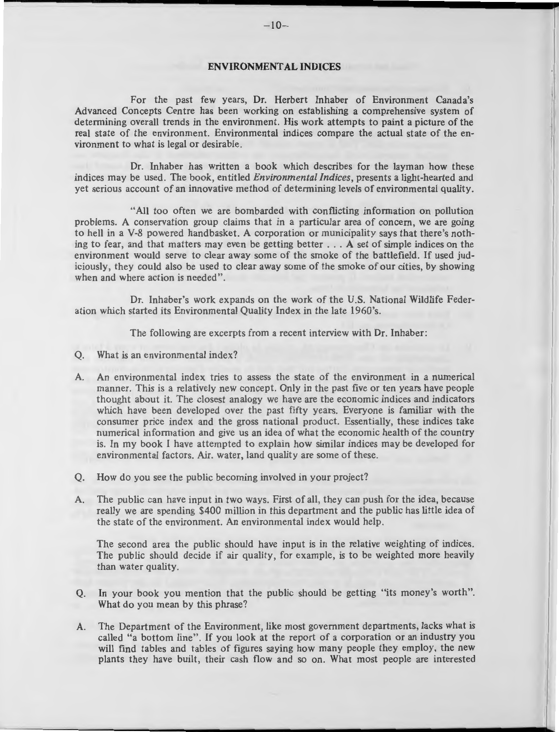## ENVIRONMENTAL INDICES

For the past few years, Dr. Herbert Inhaber of Environment Canada's Advanced Concepts Centre has been working on establishing a comprehensive system of determining overall trends in the environment. His work attempts to paint a picture of the real state of the environment. Environmental indices compare the actual state of the environment to what is legal or desirable.

Dr. Inhaber has written a book which describes for the layman how these indices may be used. The book, entitled *Environmental Indices*, presents a light-hearted and yet serious account of an innovative method of determining levels of environmental quality.

"All too often we are bombarded with conflicting information on pollution problems. A conservation group claims that in a particular area of concern, we are going to hell in a V-8 powered handbasket. A corporation or municipality says that there's nothing to fear, and that matters may even be getting better . . . A set of simple indices on the environment would serve to clear away some of the smoke of the battlefield. If used judiciously, they could also be used to clear away some of the smoke of our cities, by showing when and where action is needed".

Dr. Inhaber's work expands on the work of the U.S. National Wildlife Federation which started its Environmental Quality Index in the late 1960's.

The following are excerpts from a recent interview with Dr. Inhaber:

Q. What is an environmental index?

A. An environmental index tries to assess the state of the environment in a numerical manner. This is a relatively new concept. Only in the past five or ten years have people thought about it. The closest analogy we have are the economic indices and indicators which have been developed over the past fifty years. Everyone is familiar with the consumer price index and the gross national product. Essentially, these indices take numerical information and give us an idea of what the economic health of the country is. In my book I have attempted to explain how similar indices may be developed for environmental factors. Air, water, land quality are some of these.

Q. How do you see the public becoming involved in your project?

A. The public can have input in two ways. First of all, they can push for the idea, because really we are spending $400 million in this department and the public has little idea of the state of the environment. An environmental index would help.

The second area the public should have input is in the relative weighting of indices. The public should decide if air quality, for example, is to be weighted more heavily than water quality.

Q. In your book you mention that the public should be getting "its money's worth". What do you mean by this phrase?

A. The Department of the Environment, like most government departments, lacks what is called "a bottom line". If you look at the report of a corporation or an industry you will find tables and tables of figures saying how many people they employ, the new plants they have built, their cash flow and so on. What most people are interested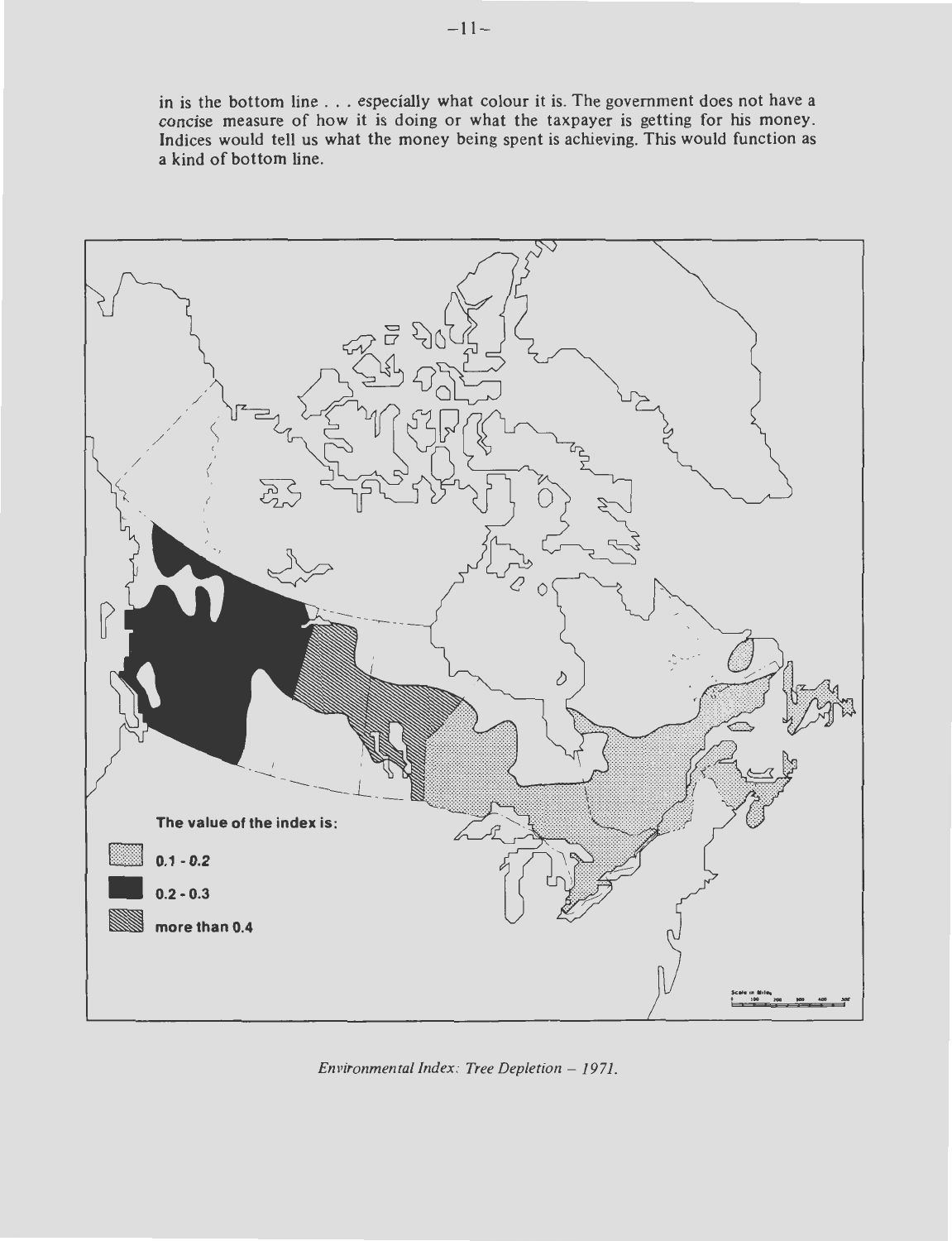in is the bottom line . . . especially what colour it is. The government does not have a concise measure of how it is doing or what the taxpayer is getting for his money. Indices would tell us what the money being spent is achieving. This would function as a kind of bottom line.

The value of the index is:

0.1 - 0.2

0.2 - 0.3

more than 0.4

Scale in Miles

*Environmental Index: Tree Depletion – 1971.*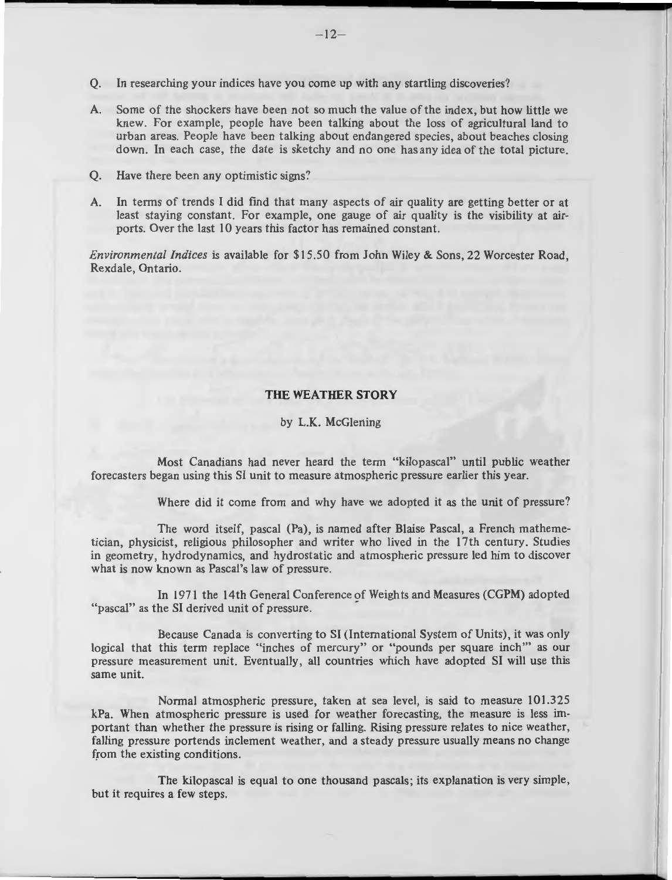Q. In researching your indices have you come up with any startling discoveries?

A. Some of the shockers have been not so much the value of the index, but how little we knew. For example, people have been talking about the loss of agricultural land to urban areas. People have been talking about endangered species, about beaches closing down. In each case, the date is sketchy and no one has any idea of the total picture.

Q. Have there been any optimistic signs?

A. In terms of trends I did find that many aspects of air quality are getting better or at least staying constant. For example, one gauge of air quality is the visibility at airports. Over the last 10 years this factor has remained constant.

*Environmental Indices* is available for $15.50 from John Wiley & Sons, 22 Worcester Road, Rexdale, Ontario.

## THE WEATHER STORY

by L.K. McGlening

Most Canadians had never heard the term "kilopascal" until public weather forecasters began using this SI unit to measure atmospheric pressure earlier this year.

Where did it come from and why have we adopted it as the unit of pressure?

The word itself, pascal (Pa), is named after Blaise Pascal, a French mathemetician, physicist, religious philosopher and writer who lived in the 17th century. Studies in geometry, hydrodynamics, and hydrostatic and atmospheric pressure led him to discover what is now known as Pascal's law of pressure.

In 1971 the 14th General Conference of Weights and Measures (CGPM) adopted "pascal" as the SI derived unit of pressure.

Because Canada is converting to SI (International System of Units), it was only logical that this term replace "inches of mercury" or "pounds per square inch"' as our pressure measurement unit. Eventually, all countries which have adopted SI will use this same unit.

Normal atmospheric pressure, taken at sea level, is said to measure 101.325 kPa. When atmospheric pressure is used for weather forecasting, the measure is less important than whether the pressure is rising or falling. Rising pressure relates to nice weather, falling pressure portends inclement weather, and a steady pressure usually means no change from the existing conditions.

The kilopascal is equal to one thousand pascals; its explanation is very simple, but it requires a few steps.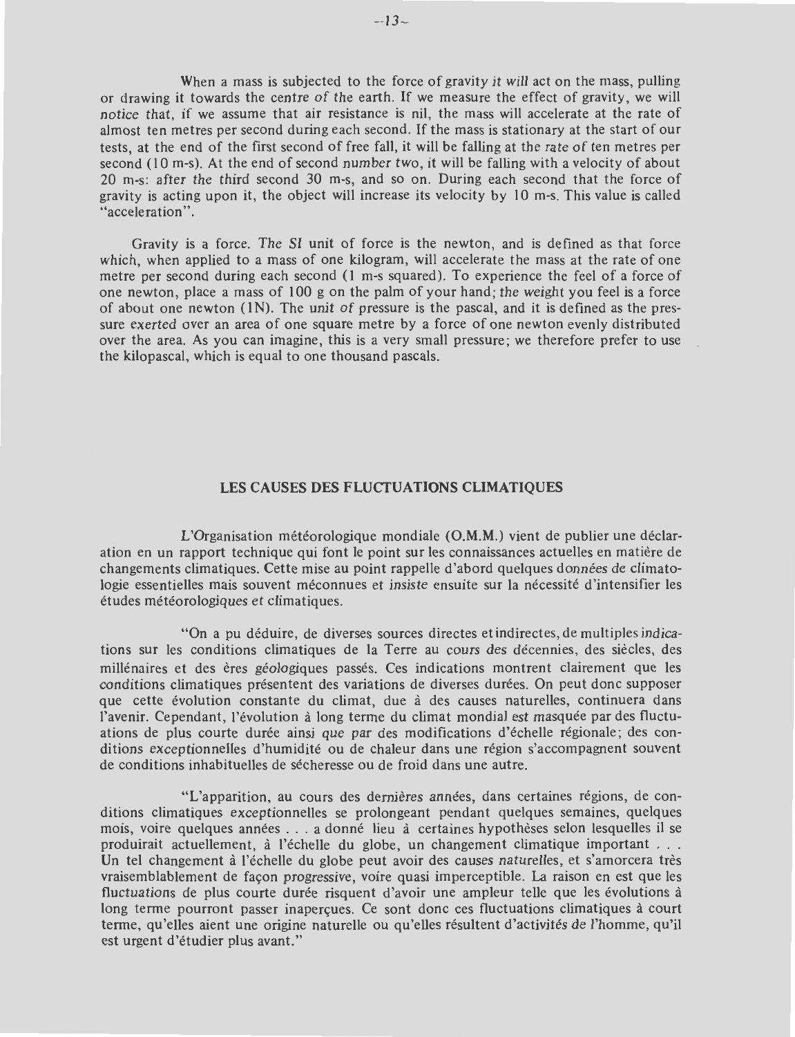When a mass is subjected to the force of gravity it will act on the mass, pulling or drawing it towards the centre of the earth. If we measure the effect of gravity, we will notice that, if we assume that air resistance is nil, the mass will accelerate at the rate of almost ten metres per second during each second. If the mass is stationary at the start of our tests, at the end of the first second of free fall, it will be falling at the rate of ten metres per second (10 m-s). At the end of second number two, it will be falling with a velocity of about 20 m-s: after the third second 30 m-s, and so on. During each second that the force of gravity is acting upon it, the object will increase its velocity by 10 m-s. This value is called "acceleration".

Gravity is a force. The SI unit of force is the newton, and is defined as that force which, when applied to a mass of one kilogram, will accelerate the mass at the rate of one metre per second during each second (1 m-s squared). To experience the feel of a force of one newton, place a mass of 100 g on the palm of your hand; the weight you feel is a force of about one newton (1N). The unit of pressure is the pascal, and it is defined as the pressure exerted over an area of one square metre by a force of one newton evenly distributed over the area. As you can imagine, this is a very small pressure; we therefore prefer to use the kilopascal, which is equal to one thousand pascals.

## LES CAUSES DES FLUCTUATIONS CLIMATIQUES

L'Organisation météorologique mondiale (O.M.M.) vient de publier une déclaration en un rapport technique qui font le point sur les connaissances actuelles en matière de changements climatiques. Cette mise au point rappelle d'abord quelques données de climatologie essentielles mais souvent méconnues et insiste ensuite sur la nécessité d'intensifier les études météorologiques et climatiques.

"On a pu déduire, de diverses sources directes et indirectes, de multiples indications sur les conditions climatiques de la Terre au cours des décennies, des siècles, des millénaires et des ères géologiques passés. Ces indications montrent clairement que les conditions climatiques présentent des variations de diverses durées. On peut donc supposer que cette évolution constante du climat, due à des causes naturelles, continuera dans l'avenir. Cependant, l'évolution à long terme du climat mondial est masquée par des fluctuations de plus courte durée ainsi que par des modifications d'échelle régionale; des conditions exceptionnelles d'humidité ou de chaleur dans une région s'accompagnent souvent de conditions inhabituelles de sécheresse ou de froid dans une autre.

"L'apparition, au cours des dernières années, dans certaines régions, de conditions climatiques exceptionnelles se prolongeant pendant quelques semaines, quelques mois, voire quelques années . . . a donné lieu à certaines hypothèses selon lesquelles il se produirait actuellement, à l'échelle du globe, un changement climatique important . . . Un tel changement à l'échelle du globe peut avoir des causes naturelles, et s'amorcera très vraisemblablement de façon progressive, voire quasi imperceptible. La raison en est que les fluctuations de plus courte durée risquent d'avoir une ampleur telle que les évolutions à long terme pourront passer inaperçues. Ce sont donc ces fluctuations climatiques à court terme, qu'elles aient une origine naturelle ou qu'elles résultent d'activités de l'homme, qu'il est urgent d'étudier plus avant."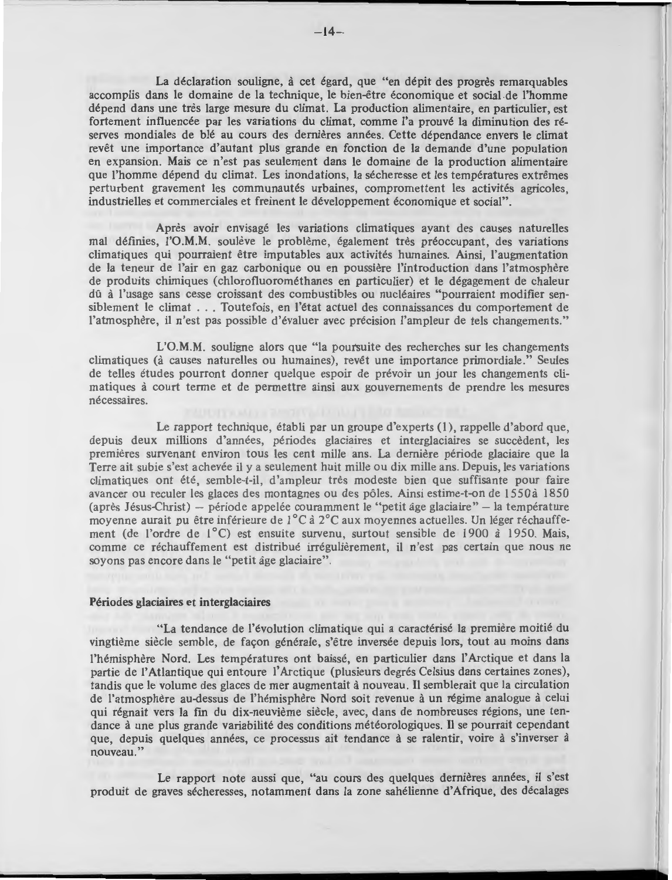La déclaration souligne, à cet égard, que "en dépit des progrès remarquables accomplis dans le domaine de la technique, le bien-être économique et social de l'homme dépend dans une très large mesure du climat. La production alimentaire, en particulier, est fortement influencée par les variations du climat, comme l'a prouvé la diminution des réserves mondiales de blé au cours des dernières années. Cette dépendance envers le climat revêt une importance d'autant plus grande en fonction de la demande d'une population en expansion. Mais ce n'est pas seulement dans le domaine de la production alimentaire que l'homme dépend du climat. Les inondations, la sécheresse et les températures extrêmes perturbent gravement les communautés urbaines, compromettent les activités agricoles, industrielles et commerciales et freinent le développement économique et social".

Après avoir envisagé les variations climatiques ayant des causes naturelles mal définies, l'O.M.M. soulève le problème, également très préoccupant, des variations climatiques qui pourraient être imputables aux activités humaines. Ainsi, l'augmentation de la teneur de l'air en gaz carbonique ou en poussière l'introduction dans l'atmosphère de produits chimiques (chlorofluorométhanes en particulier) et le dégagement de chaleur dû à l'usage sans cesse croissant des combustibles ou nucléaires "pourraient modifier sensiblement le climat . . . Toutefois, en l'état actuel des connaissances du comportement de l'atmosphère, il n'est pas possible d'évaluer avec précision l'ampleur de tels changements."

L'O.M.M. souligne alors que "la poursuite des recherches sur les changements climatiques (à causes naturelles ou humaines), revêt une importance primordiale." Seules de telles études pourront donner quelque espoir de prévoir un jour les changements climatiques à court terme et de permettre ainsi aux gouvernements de prendre les mesures nécessaires.

Le rapport technique, établi par un groupe d'experts (1), rappelle d'abord que, depuis deux millions d'années, périodes glaciaires et interglaciaires se succèdent, les premières survenant environ tous les cent mille ans. La dernière période glaciaire que la Terre ait subie s'est achevée il y a seulement huit mille ou dix mille ans. Depuis, les variations climatiques ont été, semble-t-il, d'ampleur très modeste bien que suffisante pour faire avancer ou reculer les glaces des montagnes ou des pôles. Ainsi estime-t-on de 1550à 1850 (après Jésus-Christ) – période appelée couramment le "petit âge glaciaire" – la température moyenne aurait pu être inférieure de 1°C à 2°C aux moyennes actuelles. Un léger réchauffement (de l'ordre de 1°C) est ensuite survenu, surtout sensible de 1900 à 1950. Mais, comme ce réchauffement est distribué irrégulièrement, il n'est pas certain que nous ne soyons pas encore dans le "petit âge glaciaire".

**Périodes glaciaires et interglaciaires**

"La tendance de l'évolution climatique qui a caractérisé la première moitié du vingtième siècle semble, de façon générale, s'être inversée depuis lors, tout au moins dans l'hémisphère Nord. Les températures ont baissé, en particulier dans l'Arctique et dans la partie de l'Atlantique qui entoure l'Arctique (plusieurs degrés Celsius dans certaines zones), tandis que le volume des glaces de mer augmentait à nouveau. Il semblerait que la circulation de l'atmosphère au-dessus de l'hémisphère Nord soit revenue à un régime analogue à celui qui régnait vers la fin du dix-neuvième siècle, avec, dans de nombreuses régions, une tendance à une plus grande variabilité des conditions météorologiques. Il se pourrait cependant que, depuis quelques années, ce processus ait tendance à se ralentir, voire à s'inverser à nouveau."

Le rapport note aussi que, "au cours des quelques dernières années, il s'est produit de graves sécheresses, notamment dans la zone sahélienne d'Afrique, des décalages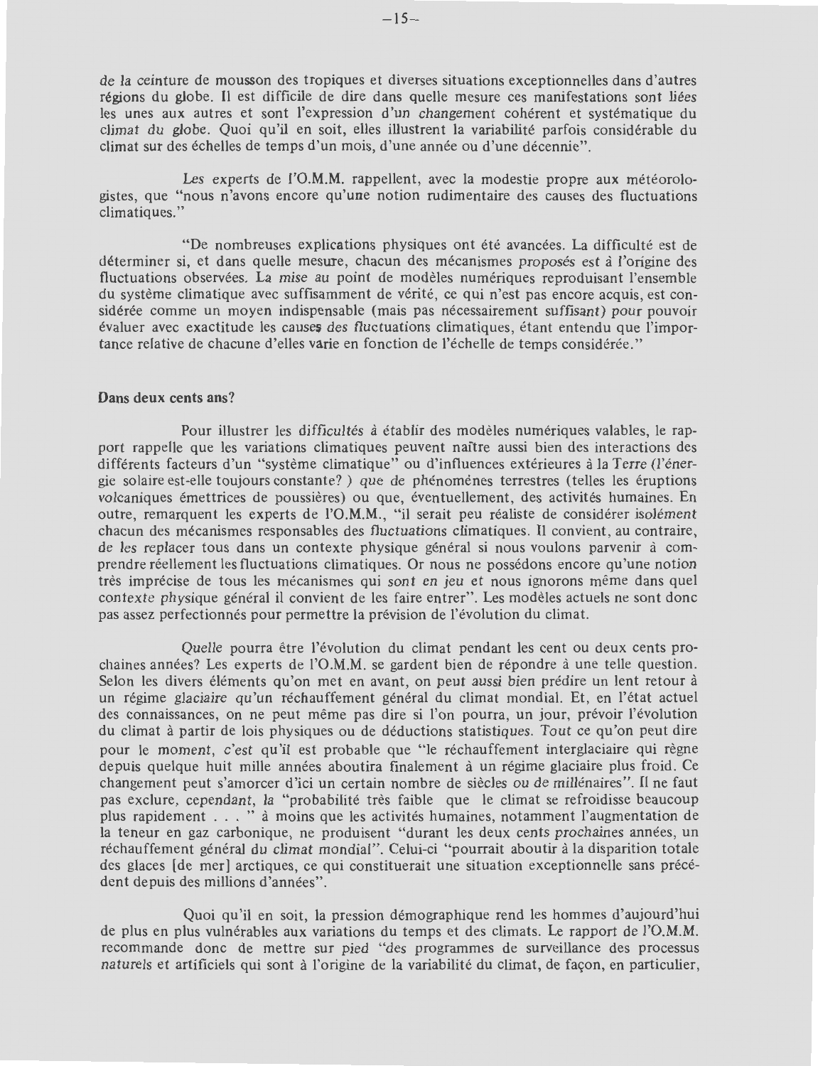de la ceinture de mousson des tropiques et diverses situations exceptionnelles dans d'autres régions du globe. Il est difficile de dire dans quelle mesure ces manifestations sont liées les unes aux autres et sont l'expression d'un changement cohérent et systématique du climat du globe. Quoi qu'il en soit, elles illustrent la variabilité parfois considérable du climat sur des échelles de temps d'un mois, d'une année ou d'une décennie".

Les experts de l'O.M.M. rappellent, avec la modestie propre aux météorologistes, que "nous n'avons encore qu'une notion rudimentaire des causes des fluctuations climatiques."

"De nombreuses explications physiques ont été avancées. La difficulté est de déterminer si, et dans quelle mesure, chacun des mécanismes proposés est à l'origine des fluctuations observées. La mise au point de modèles numériques reproduisant l'ensemble du système climatique avec suffisamment de vérité, ce qui n'est pas encore acquis, est considérée comme un moyen indispensable (mais pas nécessairement suffisant) pour pouvoir évaluer avec exactitude les causes des fluctuations climatiques, étant entendu que l'importance relative de chacune d'elles varie en fonction de l'échelle de temps considérée."

**Dans deux cents ans?**

Pour illustrer les difficultés à établir des modèles numériques valables, le rapport rappelle que les variations climatiques peuvent naître aussi bien des interactions des différents facteurs d'un "système climatique" ou d'influences extérieures à la Terre (l'énergie solaire est-elle toujours constante? ) que de phénomènes terrestres (telles les éruptions volcaniques émettrices de poussières) ou que, éventuellement, des activités humaines. En outre, remarquent les experts de l'O.M.M., "il serait peu réaliste de considérer isolément chacun des mécanismes responsables des fluctuations climatiques. Il convient, au contraire, de les replacer tous dans un contexte physique général si nous voulons parvenir à comprendre réellement les fluctuations climatiques. Or nous ne possédons encore qu'une notion très imprécise de tous les mécanismes qui sont en jeu et nous ignorons même dans quel contexte physique général il convient de les faire entrer". Les modèles actuels ne sont donc pas assez perfectionnés pour permettre la prévision de l'évolution du climat.

Quelle pourra être l'évolution du climat pendant les cent ou deux cents prochaines années? Les experts de l'O.M.M. se gardent bien de répondre à une telle question. Selon les divers éléments qu'on met en avant, on peut aussi bien prédire un lent retour à un régime glaciaire qu'un réchauffement général du climat mondial. Et, en l'état actuel des connaissances, on ne peut même pas dire si l'on pourra, un jour, prévoir l'évolution du climat à partir de lois physiques ou de déductions statistiques. Tout ce qu'on peut dire pour le moment, c'est qu'il est probable que "le réchauffement interglaciaire qui règne depuis quelque huit mille années aboutira finalement à un régime glaciaire plus froid. Ce changement peut s'amorcer d'ici un certain nombre de siècles ou de millénaires". Il ne faut pas exclure, cependant, la "probabilité très faible que le climat se refroidisse beaucoup plus rapidement . . . " à moins que les activités humaines, notamment l'augmentation de la teneur en gaz carbonique, ne produisent "durant les deux cents prochaines années, un réchauffement général du climat mondial". Celui-ci "pourrait aboutir à la disparition totale des glaces [de mer] arctiques, ce qui constituerait une situation exceptionnelle sans précédent depuis des millions d'années".

Quoi qu'il en soit, la pression démographique rend les hommes d'aujourd'hui de plus en plus vulnérables aux variations du temps et des climats. Le rapport de l'O.M.M. recommande donc de mettre sur pied "des programmes de surveillance des processus naturels et artificiels qui sont à l'origine de la variabilité du climat, de façon, en particulier,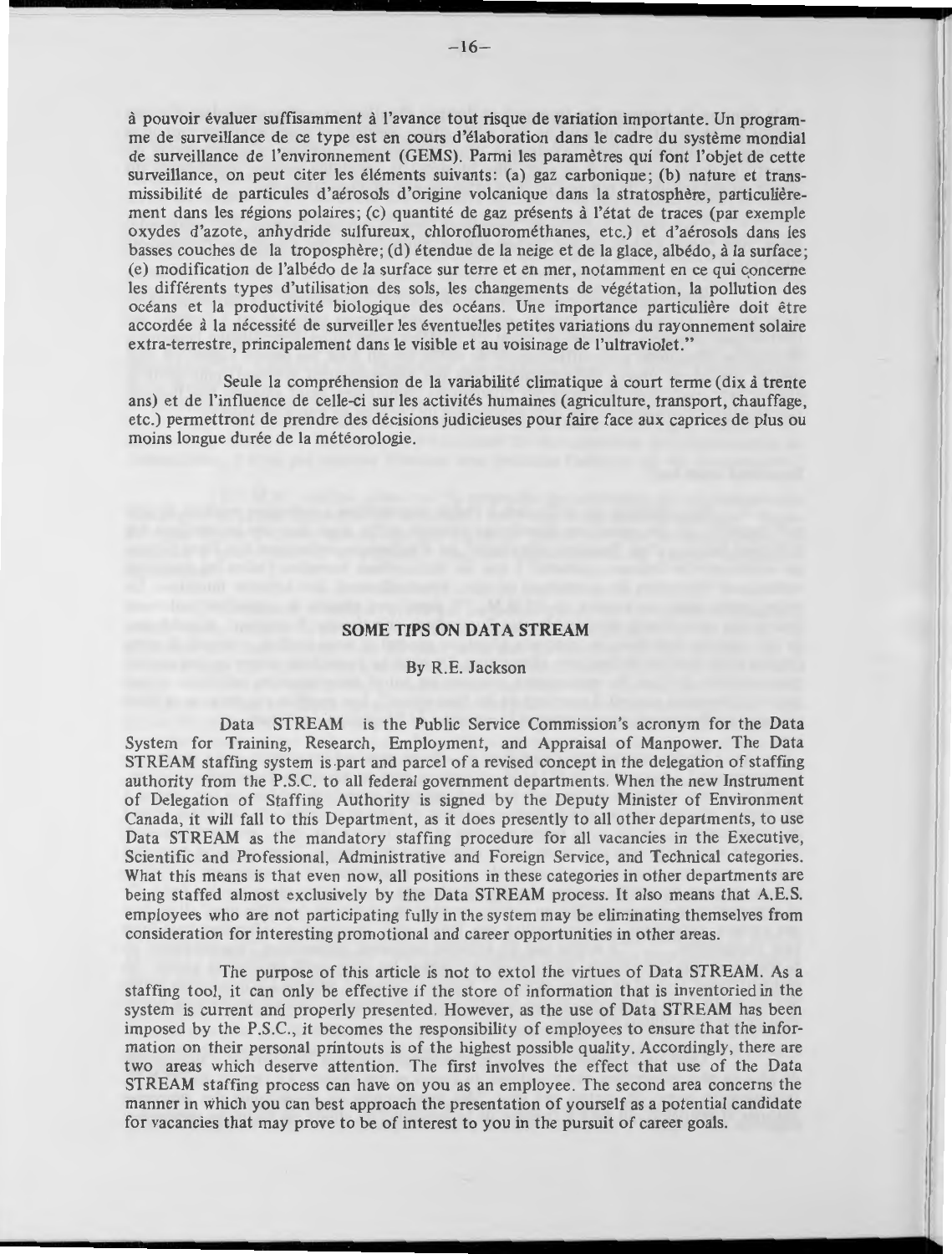à pouvoir évaluer suffisamment à l'avance tout risque de variation importante. Un programme de surveillance de ce type est en cours d'élaboration dans le cadre du système mondial de surveillance de l'environnement (GEMS). Parmi les paramètres qui font l'objet de cette surveillance, on peut citer les éléments suivants: (a) gaz carbonique; (b) nature et transmissibilité de particules d'aérosols d'origine volcanique dans la stratosphère, particulièrement dans les régions polaires; (c) quantité de gaz présents à l'état de traces (par exemple oxydes d'azote, anhydride sulfureux, chlorofluorométhanes, etc.) et d'aérosols dans les basses couches de la troposphère; (d) étendue de la neige et de la glace, albédo, à la surface; (e) modification de l'albédo de la surface sur terre et en mer, notamment en ce qui concerne les différents types d'utilisation des sols, les changements de végétation, la pollution des océans et la productivité biologique des océans. Une importance particulière doit être accordée à la nécessité de surveiller les éventuelles petites variations du rayonnement solaire extra-terrestre, principalement dans le visible et au voisinage de l'ultraviolet."

Seule la compréhension de la variabilité climatique à court terme (dix à trente ans) et de l'influence de celle-ci sur les activités humaines (agriculture, transport, chauffage, etc.) permettront de prendre des décisions judicieuses pour faire face aux caprices de plus ou moins longue durée de la météorologie.

## SOME TIPS ON DATA STREAM

By R.E. Jackson

Data STREAM is the Public Service Commission's acronym for the Data System for Training, Research, Employment, and Appraisal of Manpower. The Data STREAM staffing system is part and parcel of a revised concept in the delegation of staffing authority from the P.S.C. to all federal government departments. When the new Instrument of Delegation of Staffing Authority is signed by the Deputy Minister of Environment Canada, it will fall to this Department, as it does presently to all other departments, to use Data STREAM as the mandatory staffing procedure for all vacancies in the Executive, Scientific and Professional, Administrative and Foreign Service, and Technical categories. What this means is that even now, all positions in these categories in other departments are being staffed almost exclusively by the Data STREAM process. It also means that A.E.S. employees who are not participating fully in the system may be eliminating themselves from consideration for interesting promotional and career opportunities in other areas.

The purpose of this article is not to extol the virtues of Data STREAM. As a staffing tool, it can only be effective if the store of information that is inventoried in the system is current and properly presented. However, as the use of Data STREAM has been imposed by the P.S.C., it becomes the responsibility of employees to ensure that the information on their personal printouts is of the highest possible quality. Accordingly, there are two areas which deserve attention. The first involves the effect that use of the Data STREAM staffing process can have on you as an employee. The second area concerns the manner in which you can best approach the presentation of yourself as a potential candidate for vacancies that may prove to be of interest to you in the pursuit of career goals.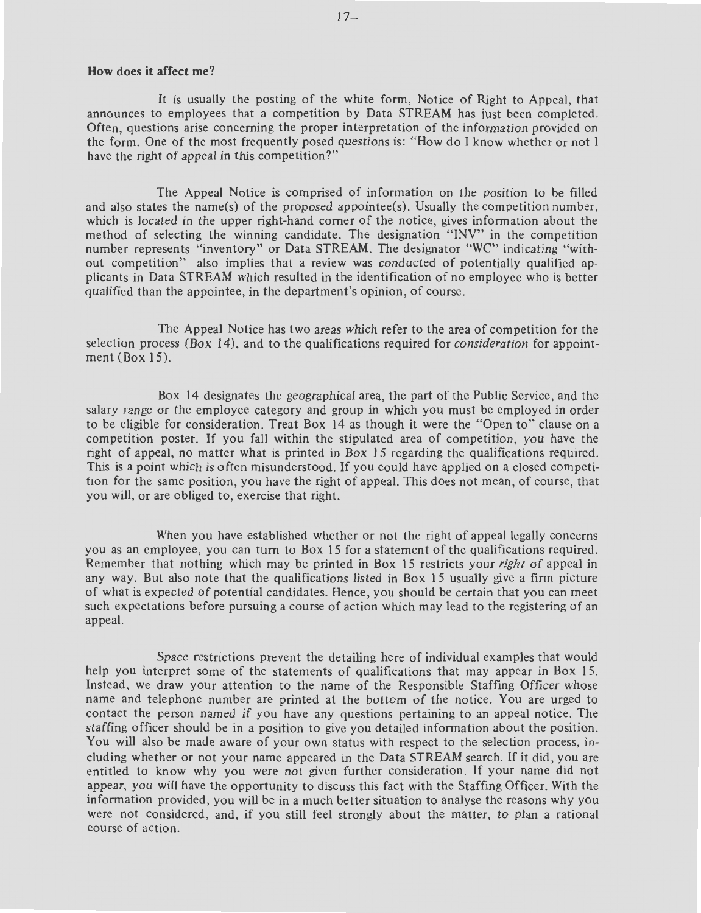**How does it affect me?**

It is usually the posting of the white form, Notice of Right to Appeal, that announces to employees that a competition by Data STREAM has just been completed. Often, questions arise concerning the proper interpretation of the information provided on the form. One of the most frequently posed questions is: "How do I know whether or not I have the right of appeal in this competition?"

The Appeal Notice is comprised of information on the position to be filled and also states the name(s) of the proposed appointee(s). Usually the competition number, which is located in the upper right-hand corner of the notice, gives information about the method of selecting the winning candidate. The designation "INV" in the competition number represents "inventory" or Data STREAM. The designator "WC" indicating "without competition" also implies that a review was conducted of potentially qualified applicants in Data STREAM which resulted in the identification of no employee who is better qualified than the appointee, in the department's opinion, of course.

The Appeal Notice has two areas which refer to the area of competition for the selection process (Box 14), and to the qualifications required for *consideration* for appointment (Box 15).

Box 14 designates the geographical area, the part of the Public Service, and the salary range or the employee category and group in which you must be employed in order to be eligible for consideration. Treat Box 14 as though it were the "Open to" clause on a competition poster. If you fall within the stipulated area of competition, you have the right of appeal, no matter what is printed in Box 15 regarding the qualifications required. This is a point which is often misunderstood. If you could have applied on a closed competition for the same position, you have the right of appeal. This does not mean, of course, that you will, or are obliged to, exercise that right.

When you have established whether or not the right of appeal legally concerns you as an employee, you can turn to Box 15 for a statement of the qualifications required. Remember that nothing which may be printed in Box 15 restricts your *right* of appeal in any way. But also note that the qualifications listed in Box 15 usually give a firm picture of what is expected of potential candidates. Hence, you should be certain that you can meet such expectations before pursuing a course of action which may lead to the registering of an appeal.

Space restrictions prevent the detailing here of individual examples that would help you interpret some of the statements of qualifications that may appear in Box 15. Instead, we draw your attention to the name of the Responsible Staffing Officer whose name and telephone number are printed at the bottom of the notice. You are urged to contact the person named if you have any questions pertaining to an appeal notice. The staffing officer should be in a position to give you detailed information about the position. You will also be made aware of your own status with respect to the selection process, including whether or not your name appeared in the Data STREAM search. If it did, you are entitled to know why you were *not* given further consideration. If your name did not appear, you will have the opportunity to discuss this fact with the Staffing Officer. With the information provided, you will be in a much better situation to analyse the reasons why you were not considered, and, if you still feel strongly about the matter, to plan a rational course of action.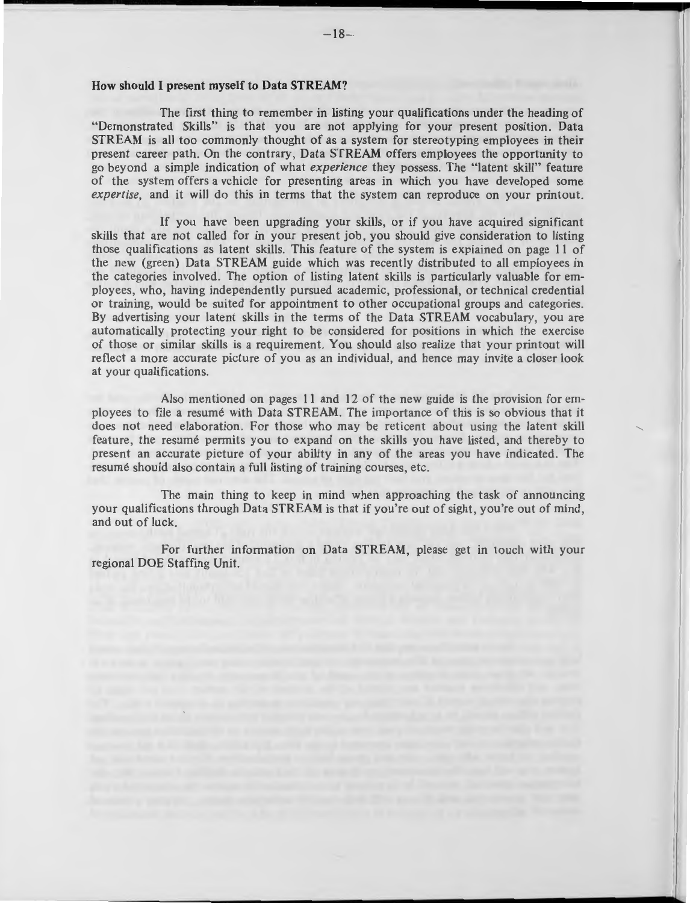**How should I present myself to Data STREAM?**

The first thing to remember in listing your qualifications under the heading of "Demonstrated Skills" is that you are not applying for your present position. Data STREAM is all too commonly thought of as a system for stereotyping employees in their present career path. On the contrary, Data STREAM offers employees the opportunity to go beyond a simple indication of what *experience* they possess. The "latent skill" feature of the system offers a vehicle for presenting areas in which you have developed some *expertise*, and it will do this in terms that the system can reproduce on your printout.

If you have been upgrading your skills, or if you have acquired significant skills that are not called for in your present job, you should give consideration to listing those qualifications as latent skills. This feature of the system is explained on page 11 of the new (green) Data STREAM guide which was recently distributed to all employees in the categories involved. The option of listing latent skills is particularly valuable for employees, who, having independently pursued academic, professional, or technical credential or training, would be suited for appointment to other occupational groups and categories. By advertising your latent skills in the terms of the Data STREAM vocabulary, you are automatically protecting your right to be considered for positions in which the exercise of those or similar skills is a requirement. You should also realize that your printout will reflect a more accurate picture of you as an individual, and hence may invite a closer look at your qualifications.

Also mentioned on pages 11 and 12 of the new guide is the provision for employees to file a resumé with Data STREAM. The importance of this is so obvious that it does not need elaboration. For those who may be reticent about using the latent skill feature, the resumé permits you to expand on the skills you have listed, and thereby to present an accurate picture of your ability in any of the areas you have indicated. The resumé should also contain a full listing of training courses, etc.

The main thing to keep in mind when approaching the task of announcing your qualifications through Data STREAM is that if you're out of sight, you're out of mind, and out of luck.

For further information on Data STREAM, please get in touch with your regional DOE Staffing Unit.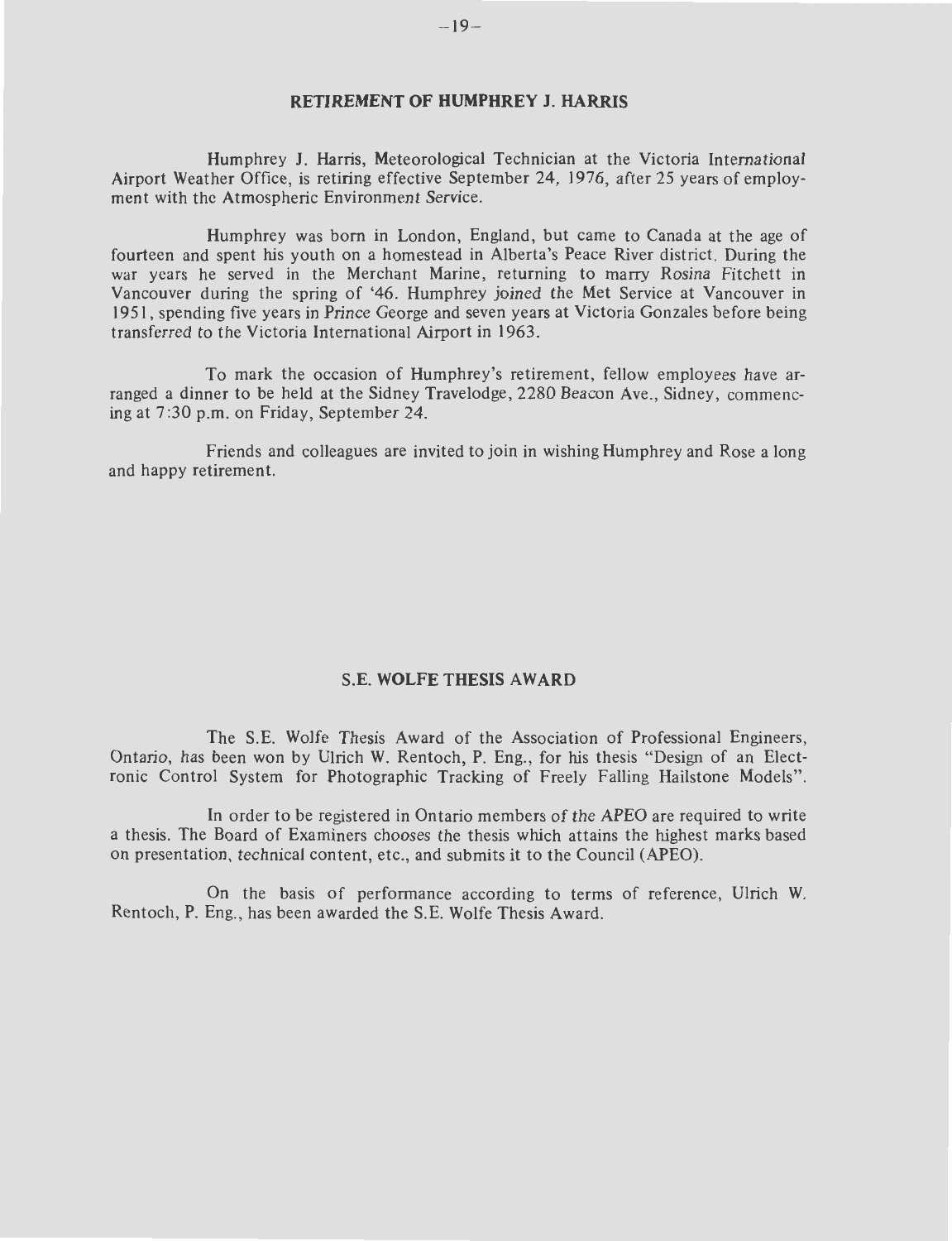## RETIREMENT OF HUMPHREY J. HARRIS

Humphrey J. Harris, Meteorological Technician at the Victoria International Airport Weather Office, is retiring effective September 24, 1976, after 25 years of employment with the Atmospheric Environment Service.

Humphrey was born in London, England, but came to Canada at the age of fourteen and spent his youth on a homestead in Alberta's Peace River district. During the war years he served in the Merchant Marine, returning to marry Rosina Fitchett in Vancouver during the spring of '46. Humphrey joined the Met Service at Vancouver in 1951, spending five years in Prince George and seven years at Victoria Gonzales before being transferred to the Victoria International Airport in 1963.

To mark the occasion of Humphrey's retirement, fellow employees have arranged a dinner to be held at the Sidney Travelodge, 2280 Beacon Ave., Sidney, commencing at 7:30 p.m. on Friday, September 24.

Friends and colleagues are invited to join in wishing Humphrey and Rose a long and happy retirement.

## S.E. WOLFE THESIS AWARD

The S.E. Wolfe Thesis Award of the Association of Professional Engineers, Ontario, has been won by Ulrich W. Rentoch, P. Eng., for his thesis "Design of an Electronic Control System for Photographic Tracking of Freely Falling Hailstone Models".

In order to be registered in Ontario members of the APEO are required to write a thesis. The Board of Examiners chooses the thesis which attains the highest marks based on presentation, technical content, etc., and submits it to the Council (APEO).

On the basis of performance according to terms of reference, Ulrich W. Rentoch, P. Eng., has been awarded the S.E. Wolfe Thesis Award.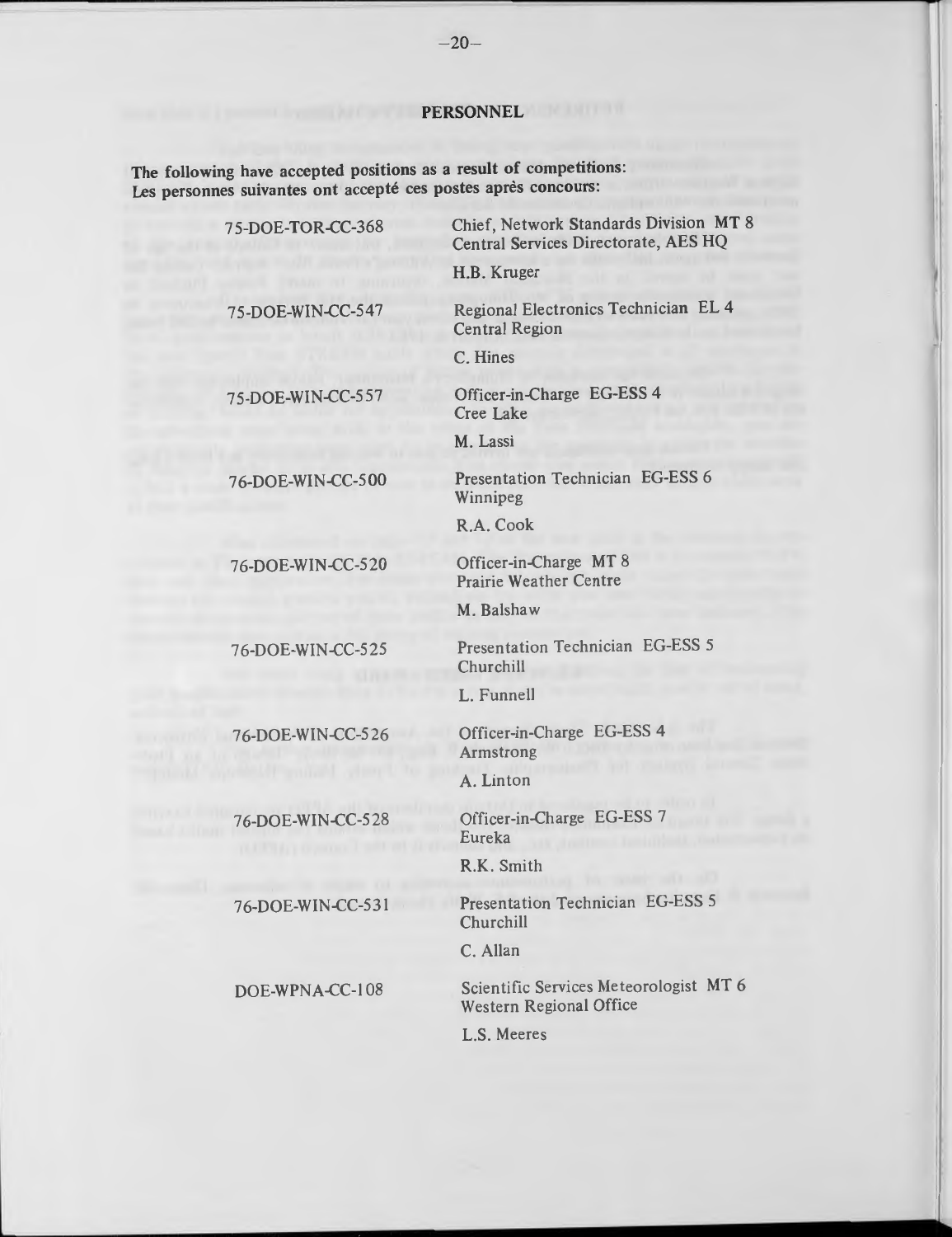## PERSONNEL

**The following have accepted positions as a result of competitions:**
**Les personnes suivantes ont accepté ces postes après concours:**

| | |
|---|---|
| 75-DOE-TOR-CC-368 | Chief, Network Standards Division MT 8<br>Central Services Directorate, AES HQ<br><br>H.B. Kruger |
| 75-DOE-WIN-CC-547 | Regional Electronics Technician EL 4<br>Central Region<br><br>C. Hines |
| 75-DOE-WIN-CC-557 | Officer-in-Charge EG-ESS 4<br>Cree Lake<br><br>M. Lassi |
| 76-DOE-WIN-CC-500 | Presentation Technician EG-ESS 6<br>Winnipeg<br><br>R.A. Cook |
| 76-DOE-WIN-CC-520 | Officer-in-Charge MT 8<br>Prairie Weather Centre<br><br>M. Balshaw |
| 76-DOE-WIN-CC-525 | Presentation Technician EG-ESS 5<br>Churchill<br><br>L. Funnell |
| 76-DOE-WIN-CC-526 | Officer-in-Charge EG-ESS 4<br>Armstrong<br><br>A. Linton |
| 76-DOE-WIN-CC-528 | Officer-in-Charge EG-ESS 7<br>Eureka<br><br>R.K. Smith |
| 76-DOE-WIN-CC-531 | Presentation Technician EG-ESS 5<br>Churchill<br><br>C. Allan |
| DOE-WPNA-CC-108 | Scientific Services Meteorologist MT 6<br>Western Regional Office<br><br>L.S. Meeres |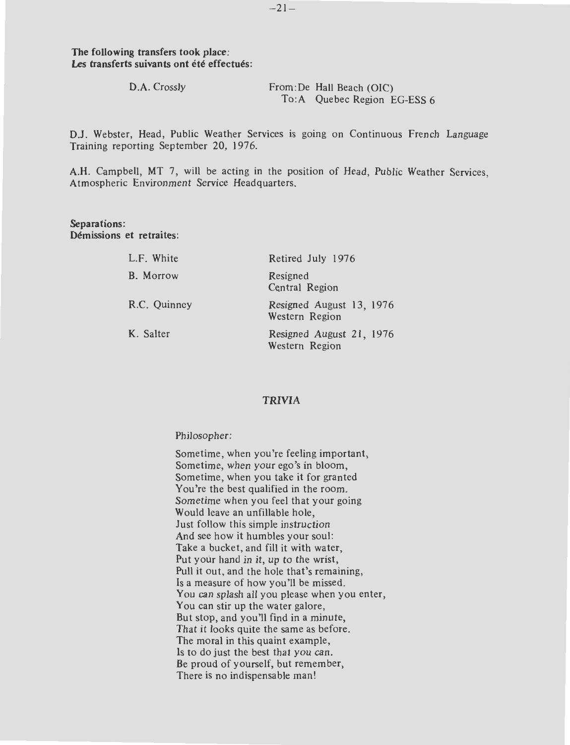**The following transfers took place:**
**Les transferts suivants ont été effectués:**

| | |
|---|---|
| D.A. Crossly | From: De Hall Beach (OIC)<br>To: A Quebec Region EG-ESS 6 |

D.J. Webster, Head, Public Weather Services is going on Continuous French Language Training reporting September 20, 1976.

A.H. Campbell, MT 7, will be acting in the position of Head, Public Weather Services, Atmospheric Environment Service Headquarters.

**Separations:**
**Démissions et retraites:**

| | |
|---|---|
| L.F. White | Retired July 1976 |
| B. Morrow | Resigned<br>Central Region |
| R.C. Quinney | Resigned August 13, 1976<br>Western Region |
| K. Salter | Resigned August 21, 1976<br>Western Region |

## *TRIVIA*

*Philosopher:*

Sometime, when you're feeling important,
Sometime, when your ego's in bloom,
Sometime, when you take it for granted
You're the best qualified in the room.
Sometime when you feel that your going
Would leave an unfillable hole,
Just follow this simple instruction
And see how it humbles your soul:
Take a bucket, and fill it with water,
Put your hand in it, up to the wrist,
Pull it out, and the hole that's remaining,
Is a measure of how you'll be missed.
You can splash all you please when you enter,
You can stir up the water galore,
But stop, and you'll find in a minute,
That it looks quite the same as before.
The moral in this quaint example,
Is to do just the best that you can.
Be proud of yourself, but remember,
There is no indispensable man!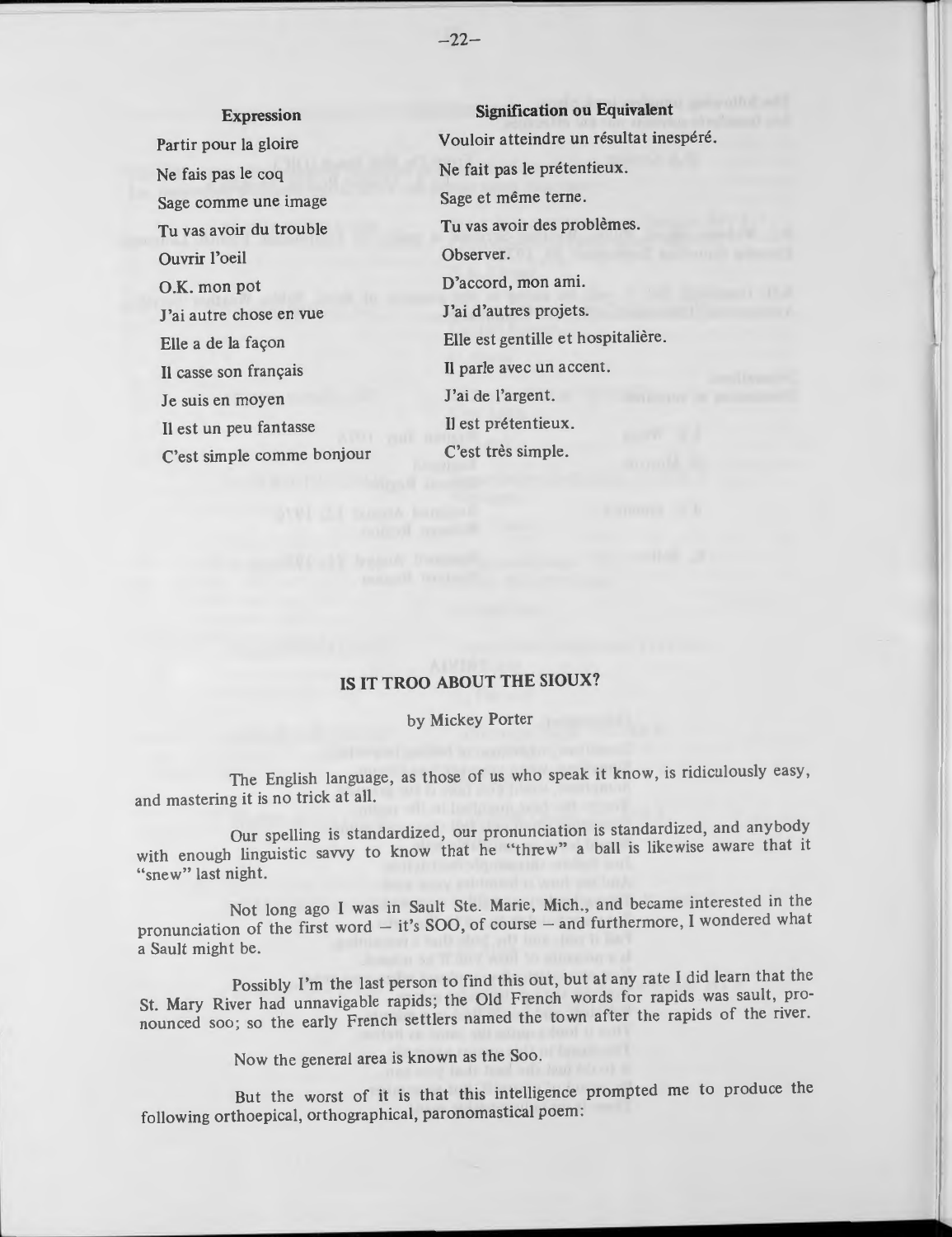| Expression | Signification ou Equivalent |
| --- | --- |
| Partir pour la gloire | Vouloir atteindre un résultat inespéré. |
| Ne fais pas le coq | Ne fait pas le prétentieux. |
| Sage comme une image | Sage et même terne. |
| Tu vas avoir du trouble | Tu vas avoir des problèmes. |
| Ouvrir l'oeil | Observer. |
| O.K. mon pot | D'accord, mon ami. |
| J'ai autre chose en vue | J'ai d'autres projets. |
| Elle a de la façon | Elle est gentille et hospitalière. |
| Il casse son français | Il parle avec un accent. |
| Je suis en moyen | J'ai de l'argent. |
| Il est un peu fantasse | Il est prétentieux. |
| C'est simple comme bonjour | C'est très simple. |

## IS IT TROO ABOUT THE SIOUX?

by Mickey Porter

The English language, as those of us who speak it know, is ridiculously easy, and mastering it is no trick at all.

Our spelling is standardized, our pronunciation is standardized, and anybody with enough linguistic savvy to know that he "threw" a ball is likewise aware that it "snew" last night.

Not long ago I was in Sault Ste. Marie, Mich., and became interested in the pronunciation of the first word – it's SOO, of course – and furthermore, I wondered what a Sault might be.

Possibly I'm the last person to find this out, but at any rate I did learn that the St. Mary River had unnavigable rapids; the Old French words for rapids was sault, pronounced soo; so the early French settlers named the town after the rapids of the river.

Now the general area is known as the Soo.

But the worst of it is that this intelligence prompted me to produce the following orthoepical, orthographical, paronomastical poem: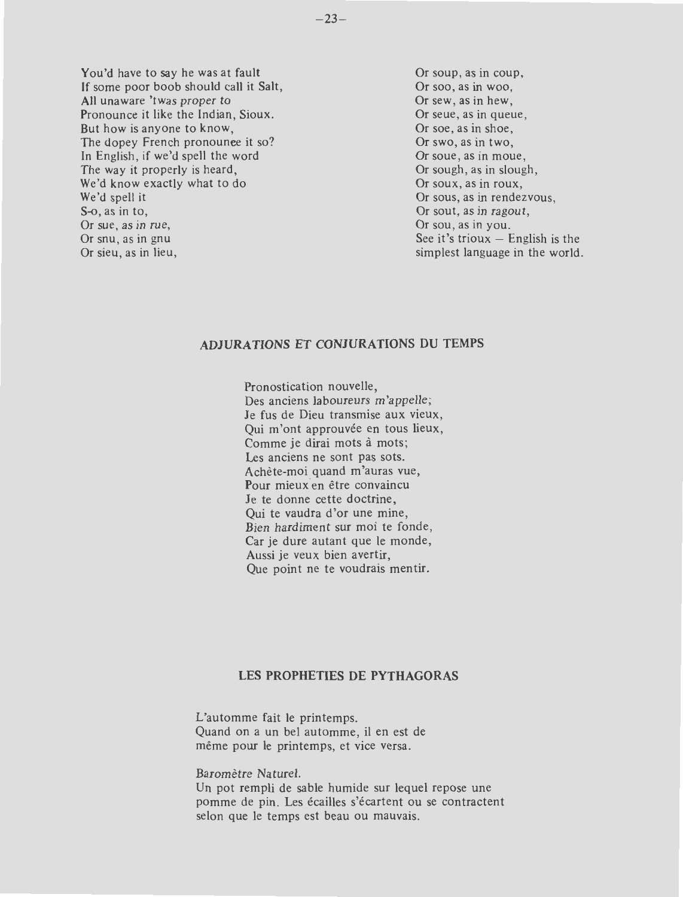You'd have to say he was at fault
If some poor boob should call it Salt,
All unaware 'twas *proper to*
Pronounce it like the Indian, Sioux.
But how is anyone to know,
The dopey French pronounce it so?
In English, if we'd spell the word
The way it properly is heard,
We'd know exactly what to do
We'd spell it
S-o, as in to,
Or sue, *as in rue*,
Or snu, as in gnu
Or sieu, as in lieu,
Or soup, as in coup,
Or soo, as in woo,
Or sew, as in hew,
Or seue, as in queue,
Or soe, as in shoe,
Or swo, as in two,
Or soue, as in moue,
Or sough, as in slough,
Or soux, as in roux,
Or sous, as in rendezvous,
Or sout, as in *ragout*,
Or sou, as in you.
See it's trioux — English is the simplest language in the world.

## ADJURATIONS ET CONJURATIONS DU TEMPS

Pronostication nouvelle,
Des anciens laboureurs *m'appelle*;
Je fus de Dieu transmise aux vieux,
Qui m'ont approuvée en tous lieux,
Comme je dirai mots à mots;
Les anciens ne sont pas sots.
Achète-moi quand m'auras vue,
Pour mieux en être convaincu
Je te donne cette doctrine,
Qui te vaudra d'or une mine,
*Bien hardiment* sur moi te fonde,
Car je dure autant que le monde,
Aussi je veux bien avertir,
Que point ne te voudrais mentir.

## LES PROPHETIES DE PYTHAGORAS

L'automme fait le printemps.
Quand on a un bel automme, il en est de même pour le printemps, et vice versa.

*Baromètre Naturel.*
Un pot rempli de sable humide sur lequel repose une pomme de pin. Les écailles s'écartent ou se contractent selon que le temps est beau ou mauvais.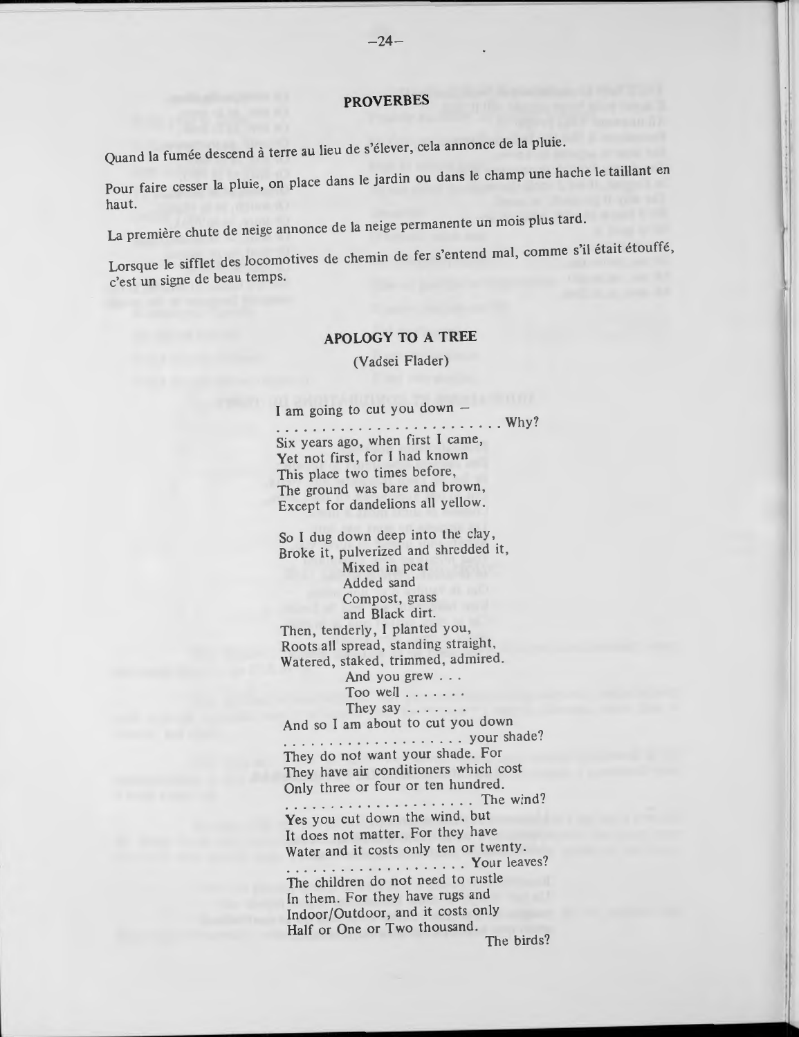## PROVERBES

Quand la fumée descend à terre au lieu de s'élever, cela annonce de la pluie.

Pour faire cesser la pluie, on place dans le jardin ou dans le champ une hache le taillant en haut.

La première chute de neige annonce de la neige permanente un mois plus tard.

Lorsque le sifflet des locomotives de chemin de fer s'entend mal, comme s'il était étouffé, c'est un signe de beau temps.

## APOLOGY TO A TREE

(Vadsei Flader)

I am going to cut you down –  
. . . . . . . . . . . . . . . . . . . . . . . . . Why?  
Six years ago, when first I came,  
Yet not first, for I had known  
This place two times before,  
The ground was bare and brown,  
Except for dandelions all yellow.

So I dug down deep into the clay,  
Broke it, pulverized and shredded it,  
Mixed in peat  
Added sand  
Compost, grass  
and Black dirt.  
Then, tenderly, I planted you,  
Roots all spread, standing straight,  
Watered, staked, trimmed, admired.  
And you grew . . .  
Too well . . . . . . .  
They say . . . . . . .  
And so I am about to cut you down  
. . . . . . . . . . . . . . . . . . . . your shade?  
They do not want your shade. For  
They have air conditioners which cost  
Only three or four or ten hundred.  
. . . . . . . . . . . . . . . . . . . . The wind?  
Yes you cut down the wind, but  
It does not matter. For they have  
Water and it costs only ten or twenty.  
. . . . . . . . . . . . . . . . . . . . Your leaves?  
The children do not need to rustle  
In them. For they have rugs and  
Indoor/Outdoor, and it costs only  
Half or One or Two thousand.  
The birds?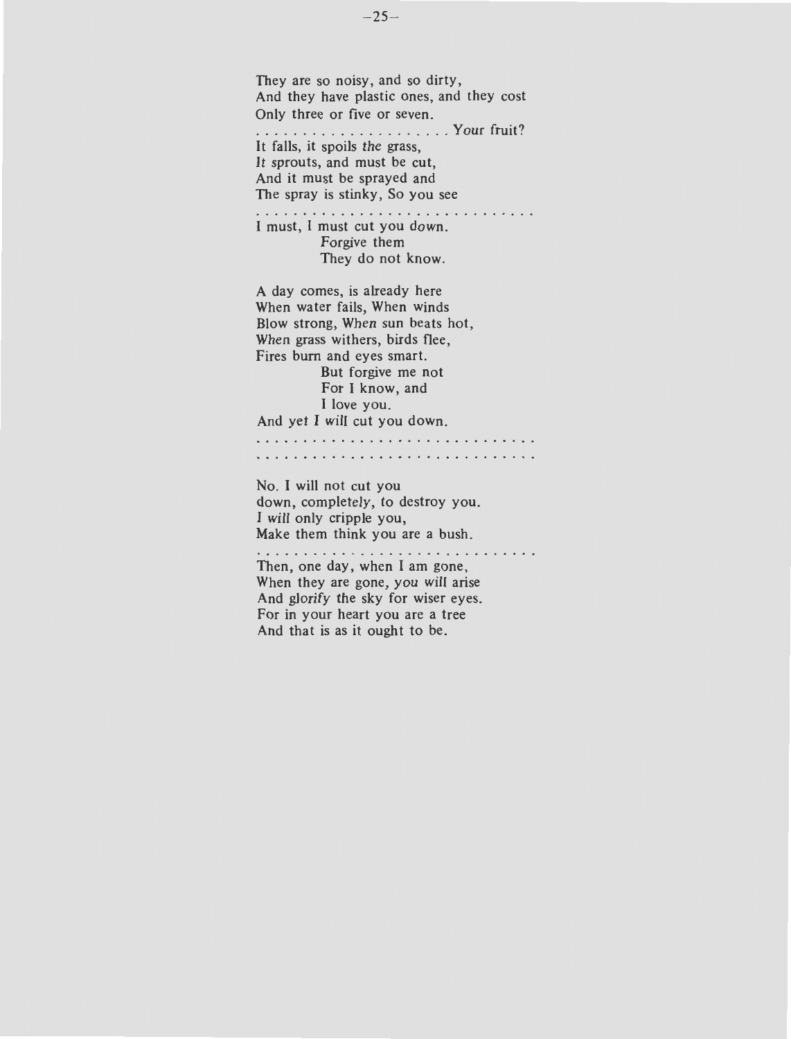They are so noisy, and so dirty,
And they have plastic ones, and they cost
Only three or five or seven.
. . . . . . . . . . . . . . . . . . . . . Your fruit?
It falls, it spoils the grass,
It sprouts, and must be cut,
And it must be sprayed and
The spray is stinky, So you see
. . . . . . . . . . . . . . . . . . . . . . . . . . . . . .
I must, I must cut you down.
          Forgive them
          They do not know.

A day comes, is already here
When water fails, When winds
Blow strong, When sun beats hot,
When grass withers, birds flee,
Fires burn and eyes smart.
          But forgive me not
          For I know, and
          I love you.
And yet I will cut you down.
. . . . . . . . . . . . . . . . . . . . . . . . . . . . . .
. . . . . . . . . . . . . . . . . . . . . . . . . . . . . .

No. I will not cut you
down, completely, to destroy you.
I will only cripple you,
Make them think you are a bush.
. . . . . . . . . . . . . . . . . . . . . . . . . . . . . .
Then, one day, when I am gone,
When they are gone, you will arise
And glorify the sky for wiser eyes.
For in your heart you are a tree
And that is as it ought to be.